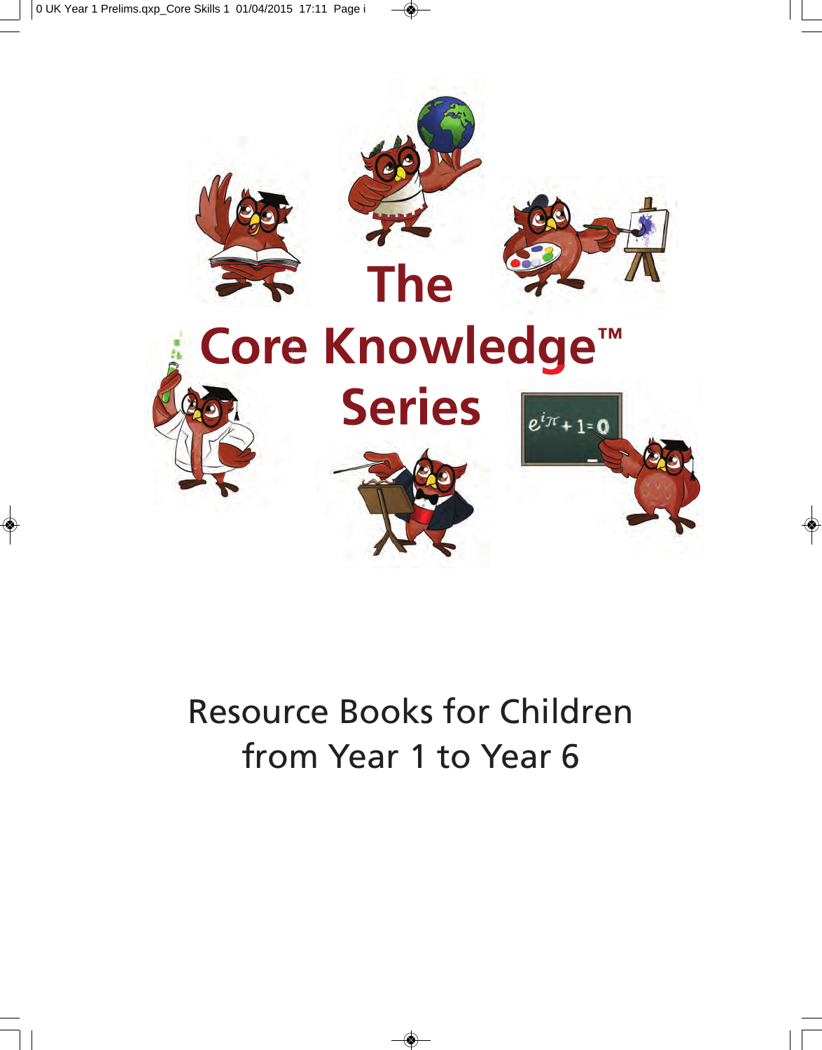# The Core Knowledge™ Series

Resource Books for Children from Year 1 to Year 6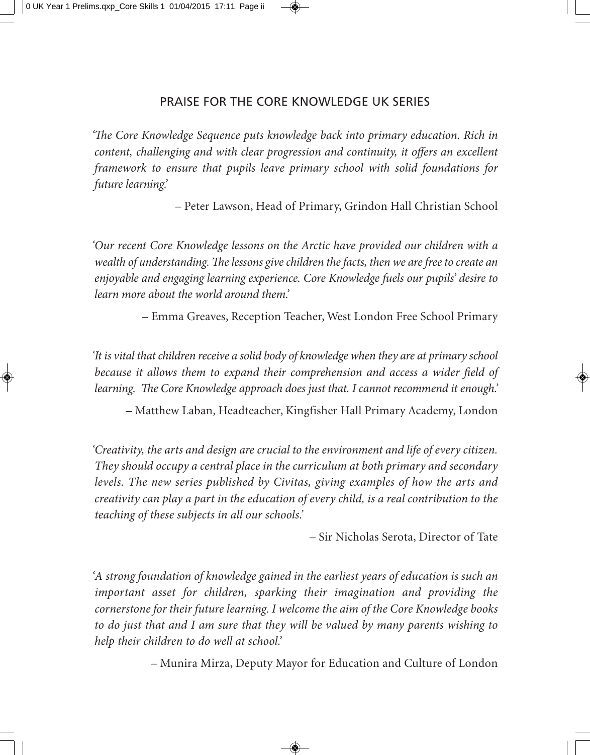## PRAISE FOR THE CORE KNOWLEDGE UK SERIES

*'The Core Knowledge Sequence puts knowledge back into primary education. Rich in content, challenging and with clear progression and continuity, it offers an excellent framework to ensure that pupils leave primary school with solid foundations for future learning.'*

– Peter Lawson, Head of Primary, Grindon Hall Christian School

*'Our recent Core Knowledge lessons on the Arctic have provided our children with a wealth of understanding. The lessons give children the facts, then we are free to create an enjoyable and engaging learning experience. Core Knowledge fuels our pupils' desire to learn more about the world around them.'*

– Emma Greaves, Reception Teacher, West London Free School Primary

*'It is vital that children receive a solid body of knowledge when they are at primary school because it allows them to expand their comprehension and access a wider field of learning. The Core Knowledge approach does just that. I cannot recommend it enough.'*

– Matthew Laban, Headteacher, Kingfisher Hall Primary Academy, London

*'Creativity, the arts and design are crucial to the environment and life of every citizen. They should occupy a central place in the curriculum at both primary and secondary levels. The new series published by Civitas, giving examples of how the arts and creativity can play a part in the education of every child, is a real contribution to the teaching of these subjects in all our schools.'*

– Sir Nicholas Serota, Director of Tate

*'A strong foundation of knowledge gained in the earliest years of education is such an important asset for children, sparking their imagination and providing the cornerstone for their future learning. I welcome the aim of the Core Knowledge books to do just that and I am sure that they will be valued by many parents wishing to help their children to do well at school.'*

– Munira Mirza, Deputy Mayor for Education and Culture of London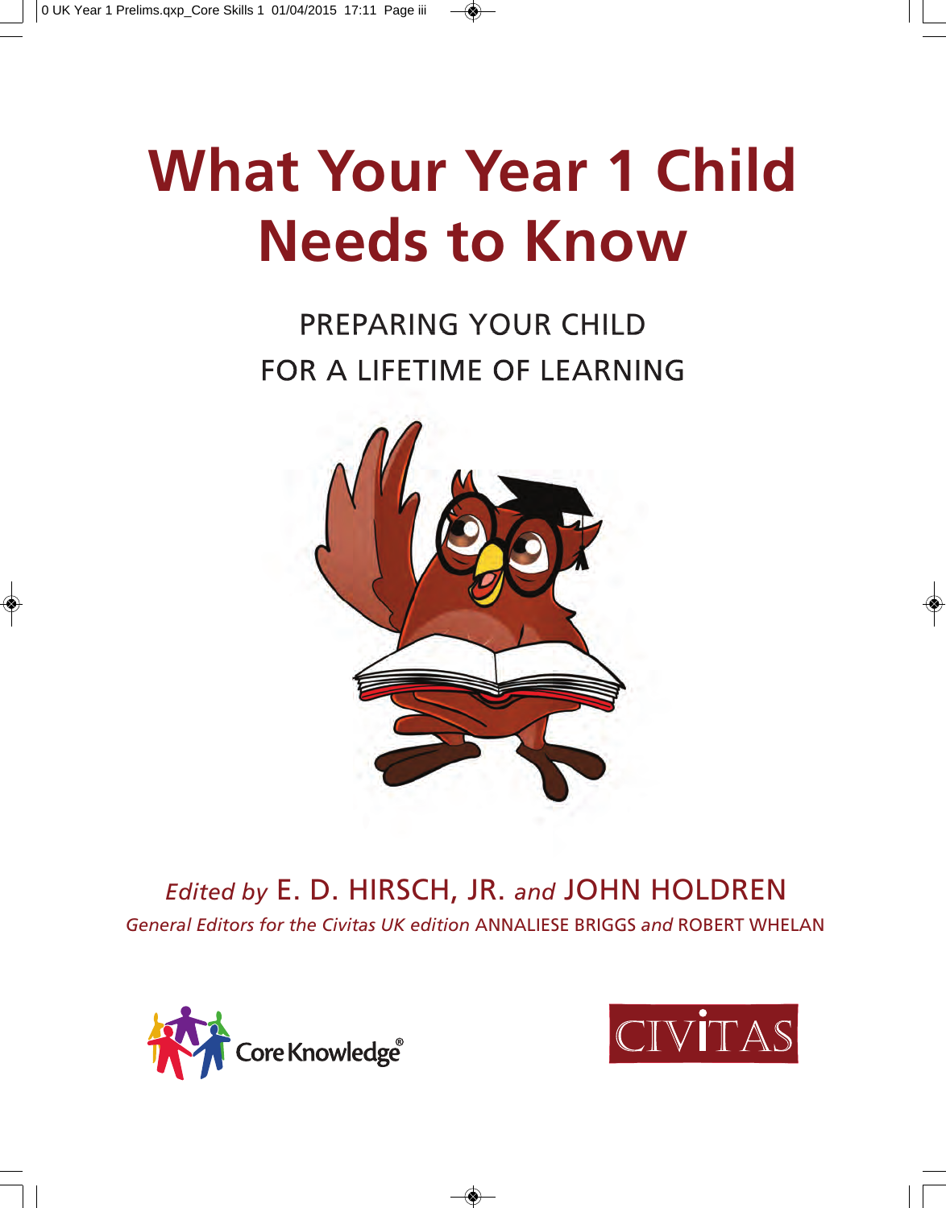# What Your Year 1 Child Needs to Know

PREPARING YOUR CHILD
FOR A LIFETIME OF LEARNING

*Edited by* E. D. HIRSCH, JR. *and* JOHN HOLDREN

*General Editors for the Civitas UK edition* ANNALIESE BRIGGS *and* ROBERT WHELAN

Core Knowledge®

CIVITAS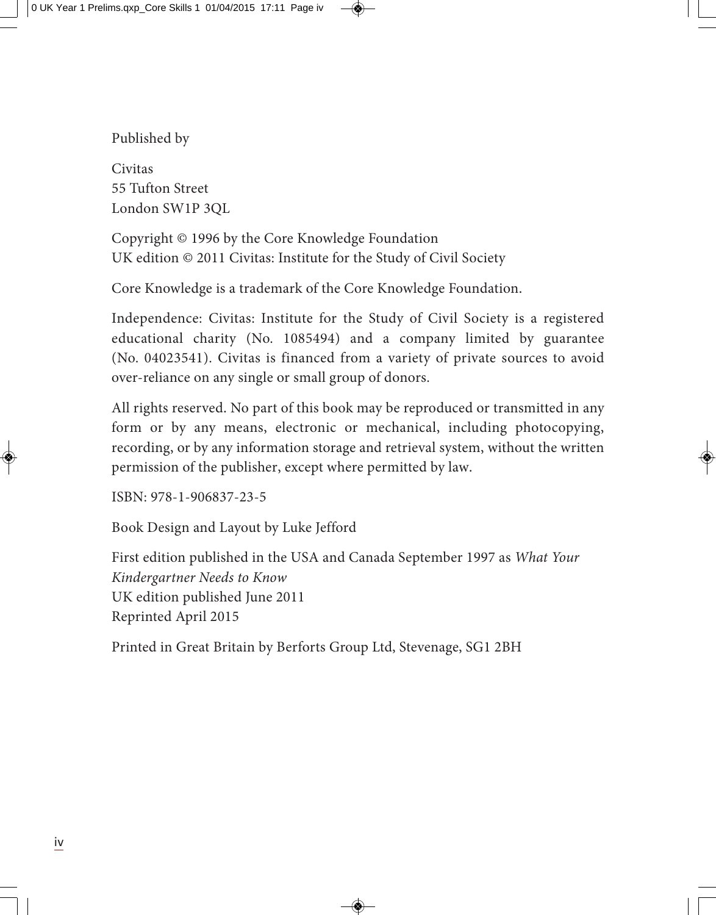Published by

Civitas
55 Tufton Street
London SW1P 3QL

Copyright © 1996 by the Core Knowledge Foundation
UK edition © 2011 Civitas: Institute for the Study of Civil Society

Core Knowledge is a trademark of the Core Knowledge Foundation.

Independence: Civitas: Institute for the Study of Civil Society is a registered educational charity (No. 1085494) and a company limited by guarantee (No. 04023541). Civitas is financed from a variety of private sources to avoid over-reliance on any single or small group of donors.

All rights reserved. No part of this book may be reproduced or transmitted in any form or by any means, electronic or mechanical, including photocopying, recording, or by any information storage and retrieval system, without the written permission of the publisher, except where permitted by law.

ISBN: 978-1-906837-23-5

Book Design and Layout by Luke Jefford

First edition published in the USA and Canada September 1997 as *What Your Kindergartner Needs to Know*
UK edition published June 2011
Reprinted April 2015

Printed in Great Britain by Berforts Group Ltd, Stevenage, SG1 2BH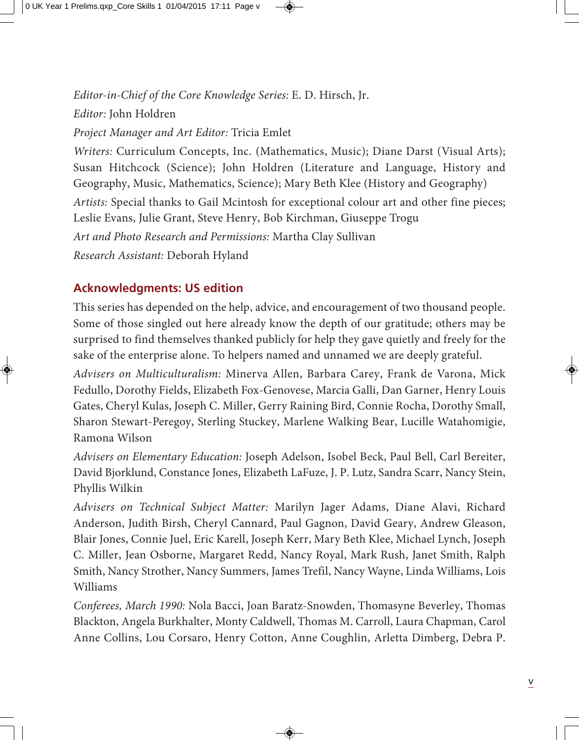*Editor-in-Chief of the Core Knowledge Series:* E. D. Hirsch, Jr.

*Editor:* John Holdren

*Project Manager and Art Editor:* Tricia Emlet

*Writers:* Curriculum Concepts, Inc. (Mathematics, Music); Diane Darst (Visual Arts); Susan Hitchcock (Science); John Holdren (Literature and Language, History and Geography, Music, Mathematics, Science); Mary Beth Klee (History and Geography)

*Artists:* Special thanks to Gail Mcintosh for exceptional colour art and other fine pieces; Leslie Evans, Julie Grant, Steve Henry, Bob Kirchman, Giuseppe Trogu

*Art and Photo Research and Permissions:* Martha Clay Sullivan

*Research Assistant:* Deborah Hyland

## Acknowledgments: US edition

This series has depended on the help, advice, and encouragement of two thousand people. Some of those singled out here already know the depth of our gratitude; others may be surprised to find themselves thanked publicly for help they gave quietly and freely for the sake of the enterprise alone. To helpers named and unnamed we are deeply grateful.

*Advisers on Multiculturalism:* Minerva Allen, Barbara Carey, Frank de Varona, Mick Fedullo, Dorothy Fields, Elizabeth Fox-Genovese, Marcia Galli, Dan Garner, Henry Louis Gates, Cheryl Kulas, Joseph C. Miller, Gerry Raining Bird, Connie Rocha, Dorothy Small, Sharon Stewart-Peregoy, Sterling Stuckey, Marlene Walking Bear, Lucille Watahomigie, Ramona Wilson

*Advisers on Elementary Education:* Joseph Adelson, Isobel Beck, Paul Bell, Carl Bereiter, David Bjorklund, Constance Jones, Elizabeth LaFuze, J. P. Lutz, Sandra Scarr, Nancy Stein, Phyllis Wilkin

*Advisers on Technical Subject Matter:* Marilyn Jager Adams, Diane Alavi, Richard Anderson, Judith Birsh, Cheryl Cannard, Paul Gagnon, David Geary, Andrew Gleason, Blair Jones, Connie Juel, Eric Karell, Joseph Kerr, Mary Beth Klee, Michael Lynch, Joseph C. Miller, Jean Osborne, Margaret Redd, Nancy Royal, Mark Rush, Janet Smith, Ralph Smith, Nancy Strother, Nancy Summers, James Trefil, Nancy Wayne, Linda Williams, Lois Williams

*Conferees, March 1990:* Nola Bacci, Joan Baratz-Snowden, Thomasyne Beverley, Thomas Blackton, Angela Burkhalter, Monty Caldwell, Thomas M. Carroll, Laura Chapman, Carol Anne Collins, Lou Corsaro, Henry Cotton, Anne Coughlin, Arletta Dimberg, Debra P.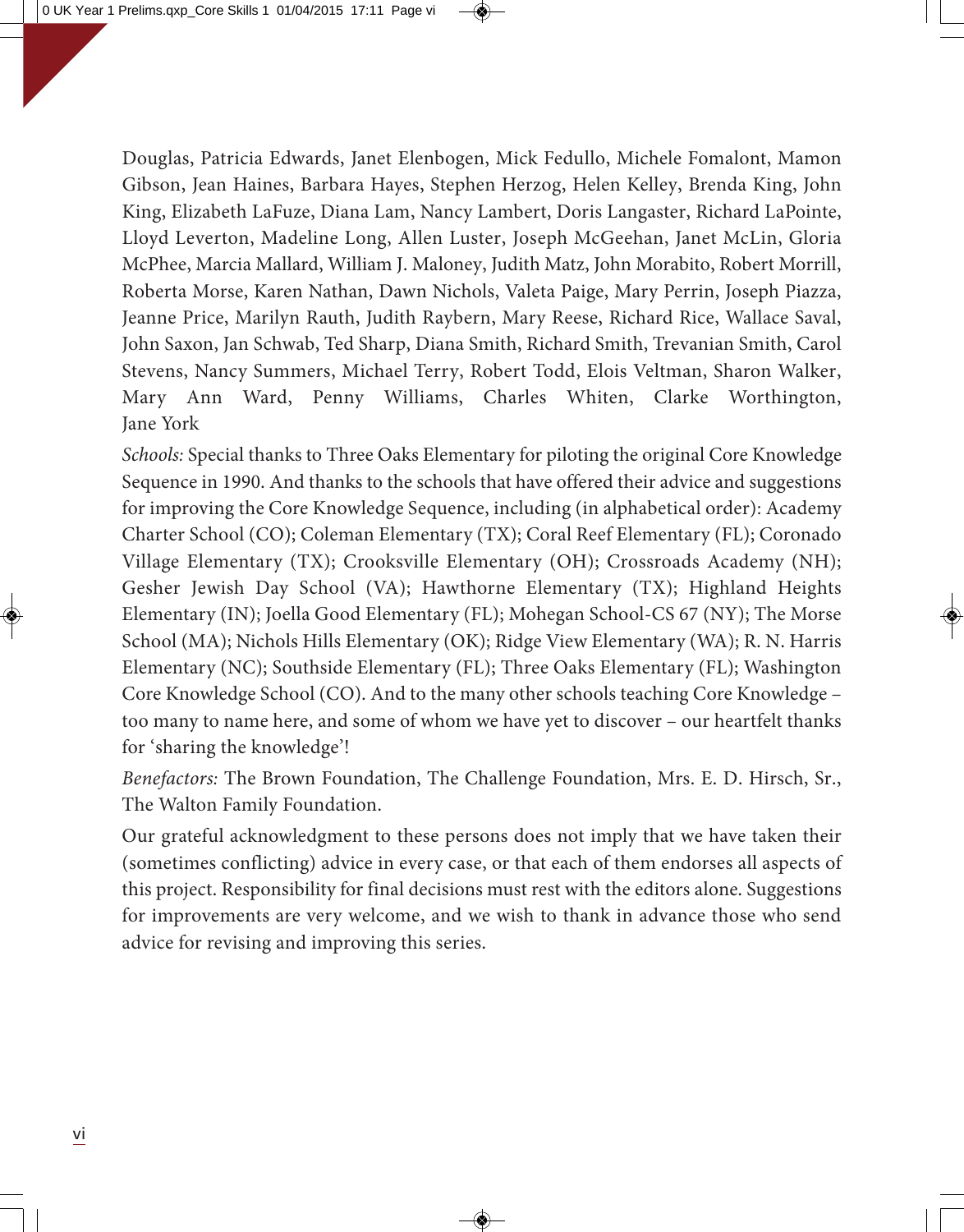Douglas, Patricia Edwards, Janet Elenbogen, Mick Fedullo, Michele Fomalont, Mamon Gibson, Jean Haines, Barbara Hayes, Stephen Herzog, Helen Kelley, Brenda King, John King, Elizabeth LaFuze, Diana Lam, Nancy Lambert, Doris Langaster, Richard LaPointe, Lloyd Leverton, Madeline Long, Allen Luster, Joseph McGeehan, Janet McLin, Gloria McPhee, Marcia Mallard, William J. Maloney, Judith Matz, John Morabito, Robert Morrill, Roberta Morse, Karen Nathan, Dawn Nichols, Valeta Paige, Mary Perrin, Joseph Piazza, Jeanne Price, Marilyn Rauth, Judith Raybern, Mary Reese, Richard Rice, Wallace Saval, John Saxon, Jan Schwab, Ted Sharp, Diana Smith, Richard Smith, Trevanian Smith, Carol Stevens, Nancy Summers, Michael Terry, Robert Todd, Elois Veltman, Sharon Walker, Mary Ann Ward, Penny Williams, Charles Whiten, Clarke Worthington, Jane York

*Schools:* Special thanks to Three Oaks Elementary for piloting the original Core Knowledge Sequence in 1990. And thanks to the schools that have offered their advice and suggestions for improving the Core Knowledge Sequence, including (in alphabetical order): Academy Charter School (CO); Coleman Elementary (TX); Coral Reef Elementary (FL); Coronado Village Elementary (TX); Crooksville Elementary (OH); Crossroads Academy (NH); Gesher Jewish Day School (VA); Hawthorne Elementary (TX); Highland Heights Elementary (IN); Joella Good Elementary (FL); Mohegan School-CS 67 (NY); The Morse School (MA); Nichols Hills Elementary (OK); Ridge View Elementary (WA); R. N. Harris Elementary (NC); Southside Elementary (FL); Three Oaks Elementary (FL); Washington Core Knowledge School (CO). And to the many other schools teaching Core Knowledge – too many to name here, and some of whom we have yet to discover – our heartfelt thanks for 'sharing the knowledge'!

*Benefactors:* The Brown Foundation, The Challenge Foundation, Mrs. E. D. Hirsch, Sr., The Walton Family Foundation.

Our grateful acknowledgment to these persons does not imply that we have taken their (sometimes conflicting) advice in every case, or that each of them endorses all aspects of this project. Responsibility for final decisions must rest with the editors alone. Suggestions for improvements are very welcome, and we wish to thank in advance those who send advice for revising and improving this series.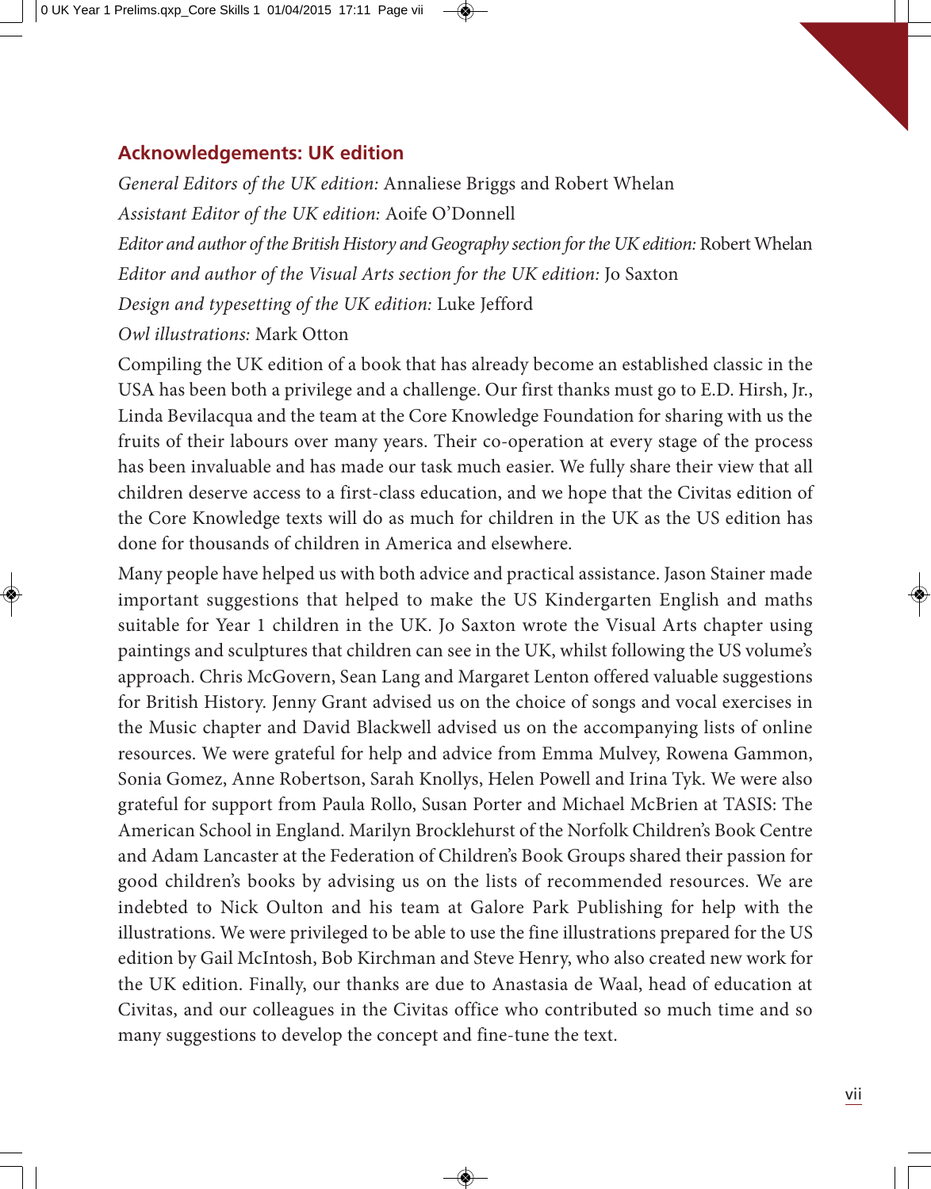## Acknowledgements: UK edition

*General Editors of the UK edition:* Annaliese Briggs and Robert Whelan

*Assistant Editor of the UK edition:* Aoife O'Donnell

*Editor and author of the British History and Geography section for the UK edition:* Robert Whelan

*Editor and author of the Visual Arts section for the UK edition:* Jo Saxton

*Design and typesetting of the UK edition:* Luke Jefford

*Owl illustrations:* Mark Otton

Compiling the UK edition of a book that has already become an established classic in the USA has been both a privilege and a challenge. Our first thanks must go to E.D. Hirsh, Jr., Linda Bevilacqua and the team at the Core Knowledge Foundation for sharing with us the fruits of their labours over many years. Their co-operation at every stage of the process has been invaluable and has made our task much easier. We fully share their view that all children deserve access to a first-class education, and we hope that the Civitas edition of the Core Knowledge texts will do as much for children in the UK as the US edition has done for thousands of children in America and elsewhere.

Many people have helped us with both advice and practical assistance. Jason Stainer made important suggestions that helped to make the US Kindergarten English and maths suitable for Year 1 children in the UK. Jo Saxton wrote the Visual Arts chapter using paintings and sculptures that children can see in the UK, whilst following the US volume's approach. Chris McGovern, Sean Lang and Margaret Lenton offered valuable suggestions for British History. Jenny Grant advised us on the choice of songs and vocal exercises in the Music chapter and David Blackwell advised us on the accompanying lists of online resources. We were grateful for help and advice from Emma Mulvey, Rowena Gammon, Sonia Gomez, Anne Robertson, Sarah Knollys, Helen Powell and Irina Tyk. We were also grateful for support from Paula Rollo, Susan Porter and Michael McBrien at TASIS: The American School in England. Marilyn Brocklehurst of the Norfolk Children's Book Centre and Adam Lancaster at the Federation of Children's Book Groups shared their passion for good children's books by advising us on the lists of recommended resources. We are indebted to Nick Oulton and his team at Galore Park Publishing for help with the illustrations. We were privileged to be able to use the fine illustrations prepared for the US edition by Gail McIntosh, Bob Kirchman and Steve Henry, who also created new work for the UK edition. Finally, our thanks are due to Anastasia de Waal, head of education at Civitas, and our colleagues in the Civitas office who contributed so much time and so many suggestions to develop the concept and fine-tune the text.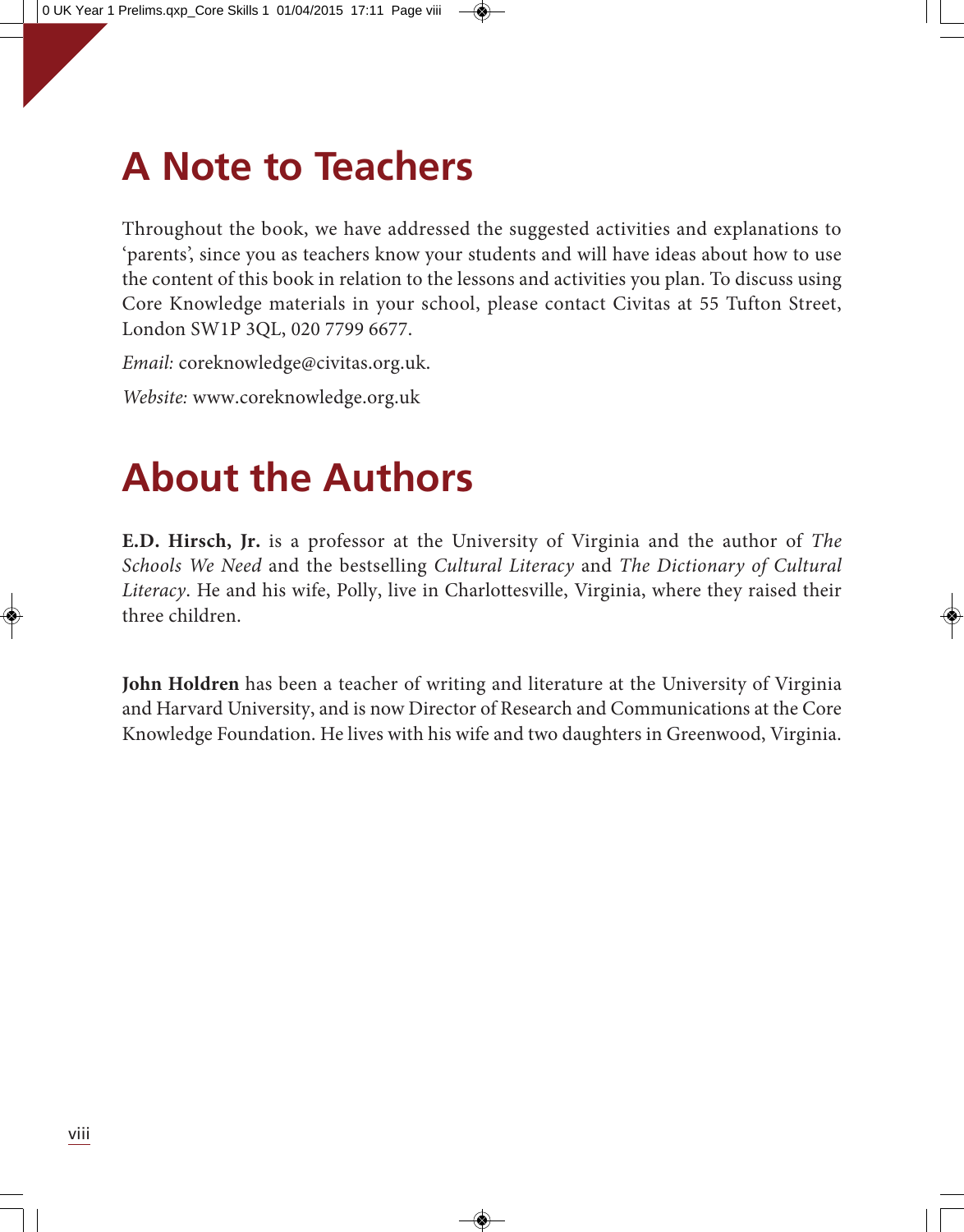# A Note to Teachers

Throughout the book, we have addressed the suggested activities and explanations to 'parents', since you as teachers know your students and will have ideas about how to use the content of this book in relation to the lessons and activities you plan. To discuss using Core Knowledge materials in your school, please contact Civitas at 55 Tufton Street, London SW1P 3QL, 020 7799 6677.

*Email:* coreknowledge@civitas.org.uk.

*Website:* www.coreknowledge.org.uk

# About the Authors

**E.D. Hirsch, Jr.** is a professor at the University of Virginia and the author of *The Schools We Need* and the bestselling *Cultural Literacy* and *The Dictionary of Cultural Literacy*. He and his wife, Polly, live in Charlottesville, Virginia, where they raised their three children.

**John Holdren** has been a teacher of writing and literature at the University of Virginia and Harvard University, and is now Director of Research and Communications at the Core Knowledge Foundation. He lives with his wife and two daughters in Greenwood, Virginia.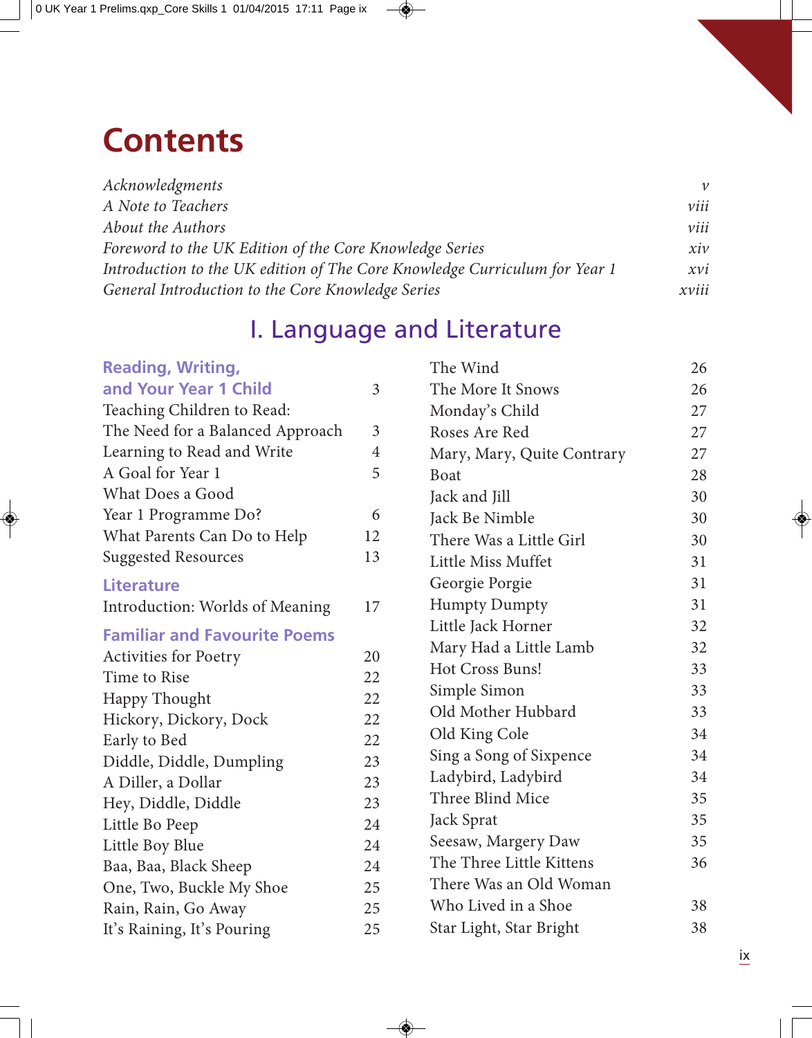# Contents

| | |
|---|---|
| *Acknowledgments* | *v* |
| *A Note to Teachers* | *viii* |
| *About the Authors* | *viii* |
| *Foreword to the UK Edition of the Core Knowledge Series* | *xiv* |
| *Introduction to the UK edition of The Core Knowledge Curriculum for Year 1* | *xvi* |
| *General Introduction to the Core Knowledge Series* | *xviii* |

## I. Language and Literature

### Reading, Writing, and Your Year 1 Child — 3

| | |
|---|---|
| Teaching Children to Read: The Need for a Balanced Approach | 3 |
| Learning to Read and Write | 4 |
| A Goal for Year 1 | 5 |
| What Does a Good Year 1 Programme Do? | 6 |
| What Parents Can Do to Help | 12 |
| Suggested Resources | 13 |

### Literature

| | |
|---|---|
| Introduction: Worlds of Meaning | 17 |

### Familiar and Favourite Poems

| | |
|---|---|
| Activities for Poetry | 20 |
| Time to Rise | 22 |
| Happy Thought | 22 |
| Hickory, Dickory, Dock | 22 |
| Early to Bed | 22 |
| Diddle, Diddle, Dumpling | 23 |
| A Diller, a Dollar | 23 |
| Hey, Diddle, Diddle | 23 |
| Little Bo Peep | 24 |
| Little Boy Blue | 24 |
| Baa, Baa, Black Sheep | 24 |
| One, Two, Buckle My Shoe | 25 |
| Rain, Rain, Go Away | 25 |
| It's Raining, It's Pouring | 25 |
| The Wind | 26 |
| The More It Snows | 26 |
| Monday's Child | 27 |
| Roses Are Red | 27 |
| Mary, Mary, Quite Contrary | 27 |
| Boat | 28 |
| Jack and Jill | 30 |
| Jack Be Nimble | 30 |
| There Was a Little Girl | 30 |
| Little Miss Muffet | 31 |
| Georgie Porgie | 31 |
| Humpty Dumpty | 31 |
| Little Jack Horner | 32 |
| Mary Had a Little Lamb | 32 |
| Hot Cross Buns! | 33 |
| Simple Simon | 33 |
| Old Mother Hubbard | 33 |
| Old King Cole | 34 |
| Sing a Song of Sixpence | 34 |
| Ladybird, Ladybird | 34 |
| Three Blind Mice | 35 |
| Jack Sprat | 35 |
| Seesaw, Margery Daw | 35 |
| The Three Little Kittens | 36 |
| There Was an Old Woman Who Lived in a Shoe | 38 |
| Star Light, Star Bright | 38 |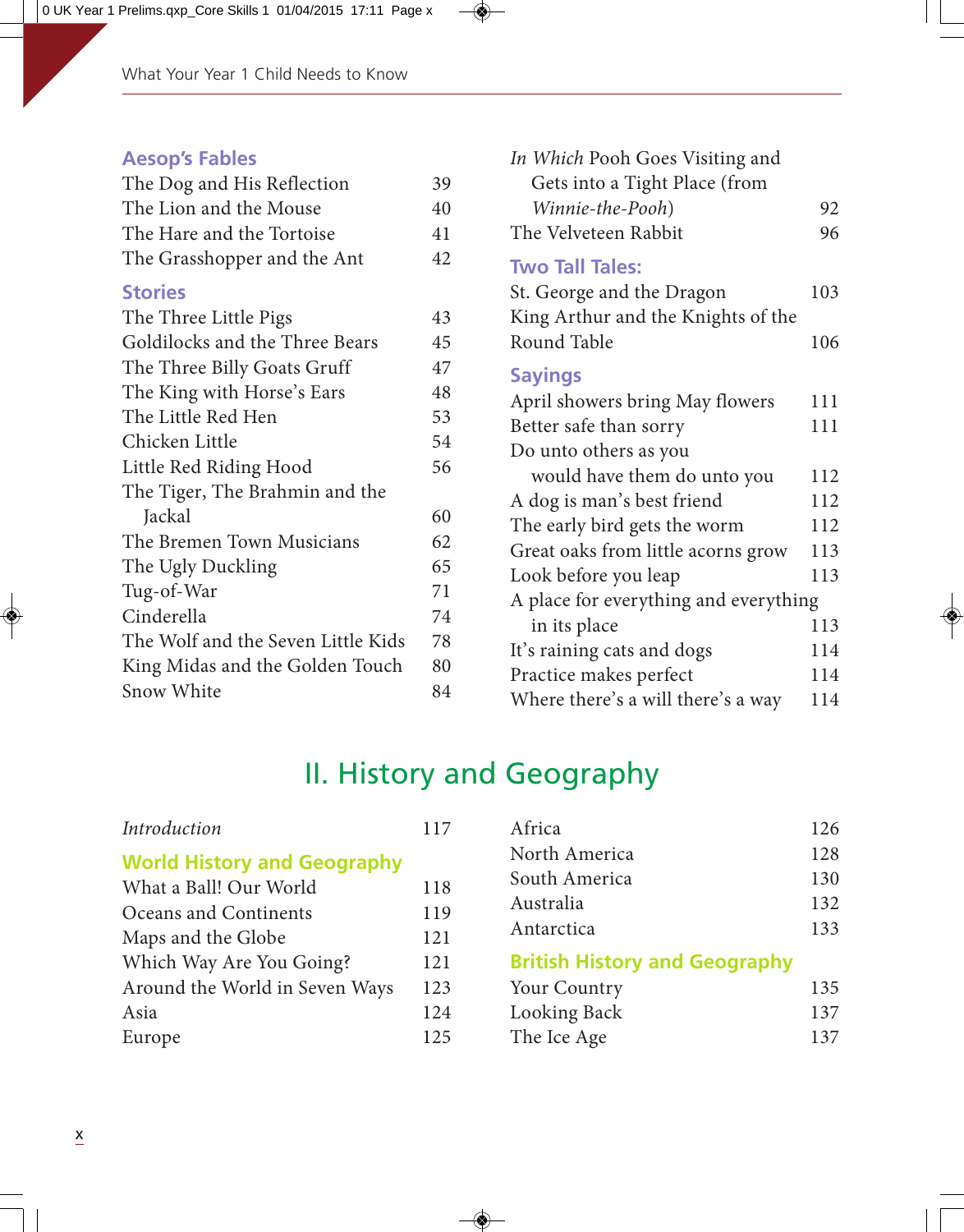### Aesop's Fables

The Dog and His Reflection 39
The Lion and the Mouse 40
The Hare and the Tortoise 41
The Grasshopper and the Ant 42

### Stories

The Three Little Pigs 43
Goldilocks and the Three Bears 45
The Three Billy Goats Gruff 47
The King with Horse's Ears 48
The Little Red Hen 53
Chicken Little 54
Little Red Riding Hood 56
The Tiger, The Brahmin and the Jackal 60
The Bremen Town Musicians 62
The Ugly Duckling 65
Tug-of-War 71
Cinderella 74
The Wolf and the Seven Little Kids 78
King Midas and the Golden Touch 80
Snow White 84
*In Which* Pooh Goes Visiting and Gets into a Tight Place (from *Winnie-the-Pooh*) 92
The Velveteen Rabbit 96

### Two Tall Tales:

St. George and the Dragon 103
King Arthur and the Knights of the Round Table 106

### Sayings

April showers bring May flowers 111
Better safe than sorry 111
Do unto others as you would have them do unto you 112
A dog is man's best friend 112
The early bird gets the worm 112
Great oaks from little acorns grow 113
Look before you leap 113
A place for everything and everything in its place 113
It's raining cats and dogs 114
Practice makes perfect 114
Where there's a will there's a way 114

## II. History and Geography

*Introduction* 117

### World History and Geography

What a Ball! Our World 118
Oceans and Continents 119
Maps and the Globe 121
Which Way Are You Going? 121
Around the World in Seven Ways 123
Asia 124
Europe 125
Africa 126
North America 128
South America 130
Australia 132
Antarctica 133

### British History and Geography

Your Country 135
Looking Back 137
The Ice Age 137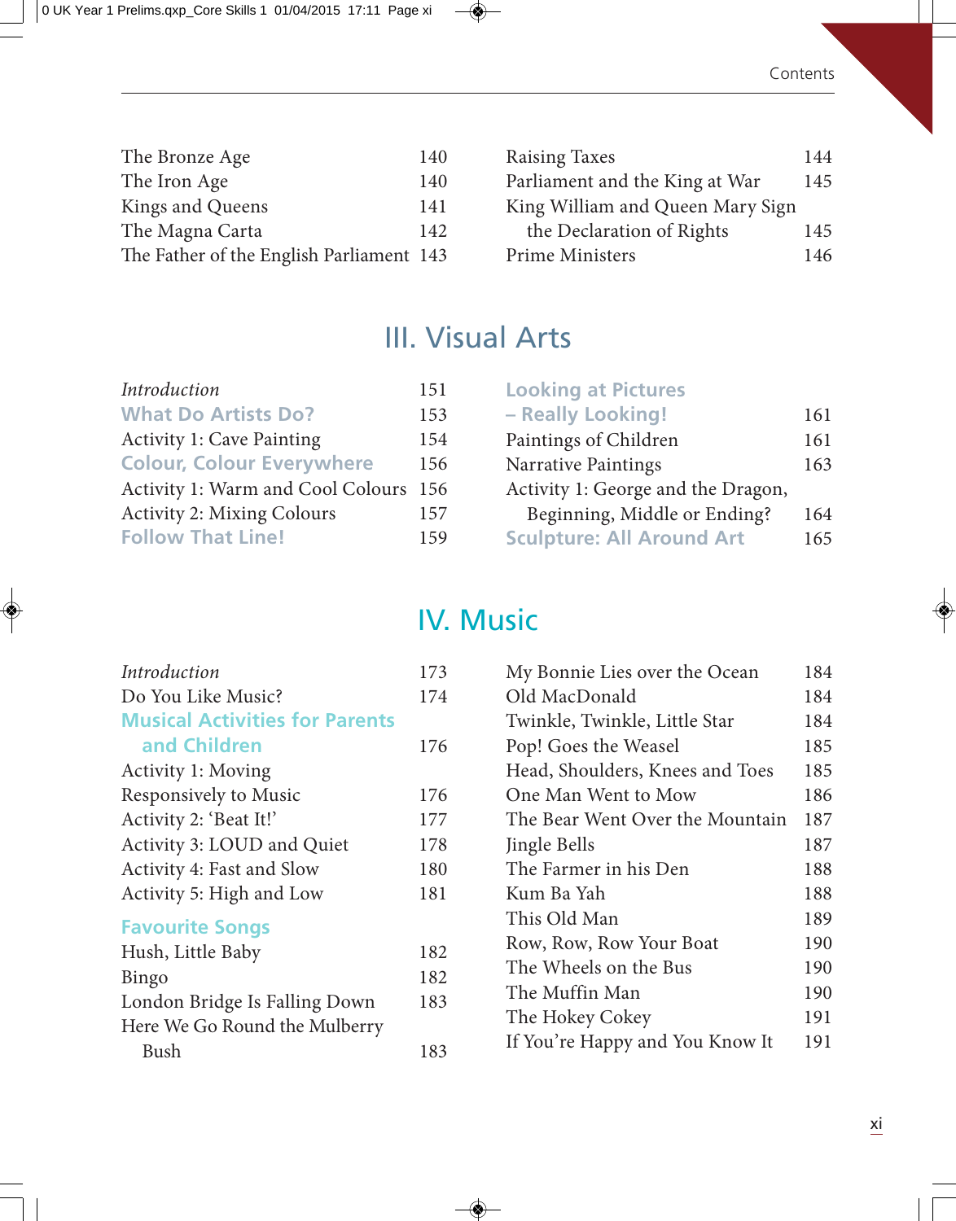The Bronze Age 140
The Iron Age 140
Kings and Queens 141
The Magna Carta 142
The Father of the English Parliament 143
Raising Taxes 144
Parliament and the King at War 145
King William and Queen Mary Sign the Declaration of Rights 145
Prime Ministers 146

# III. Visual Arts

*Introduction* 151

**What Do Artists Do?** 153

Activity 1: Cave Painting 154

**Colour, Colour Everywhere** 156

Activity 1: Warm and Cool Colours 156

Activity 2: Mixing Colours 157

**Follow That Line!** 159

**Looking at Pictures – Really Looking!** 161

Paintings of Children 161

Narrative Paintings 163

Activity 1: George and the Dragon, Beginning, Middle or Ending? 164

**Sculpture: All Around Art** 165

# IV. Music

*Introduction* 173

Do You Like Music? 174

**Musical Activities for Parents and Children** 176

Activity 1: Moving Responsively to Music 176

Activity 2: 'Beat It!' 177

Activity 3: LOUD and Quiet 178

Activity 4: Fast and Slow 180

Activity 5: High and Low 181

**Favourite Songs**

Hush, Little Baby 182

Bingo 182

London Bridge Is Falling Down 183

Here We Go Round the Mulberry Bush 183

My Bonnie Lies over the Ocean 184

Old MacDonald 184

Twinkle, Twinkle, Little Star 184

Pop! Goes the Weasel 185

Head, Shoulders, Knees and Toes 185

One Man Went to Mow 186

The Bear Went Over the Mountain 187

Jingle Bells 187

The Farmer in his Den 188

Kum Ba Yah 188

This Old Man 189

Row, Row, Row Your Boat 190

The Wheels on the Bus 190

The Muffin Man 190

The Hokey Cokey 191

If You're Happy and You Know It 191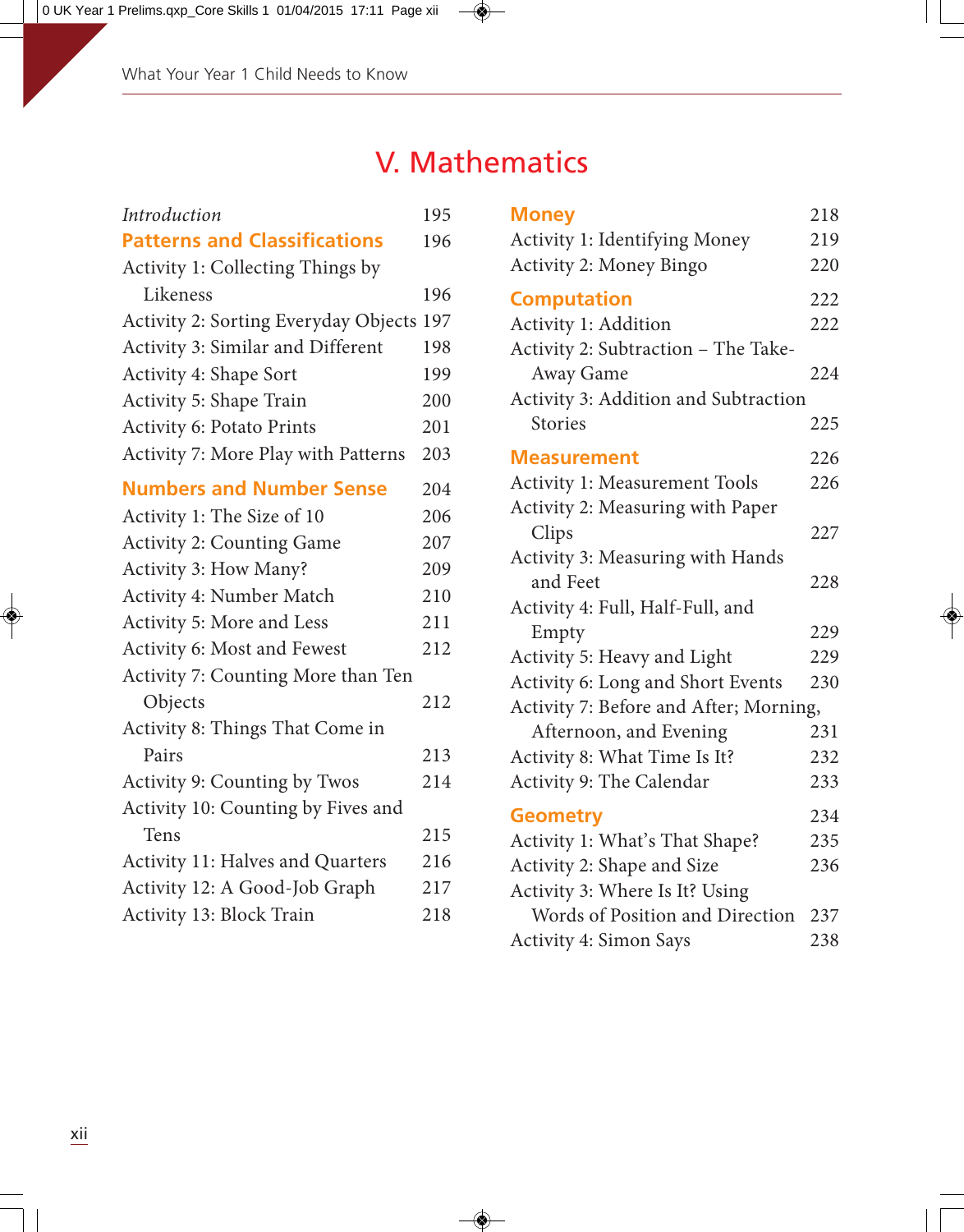# V. Mathematics

*Introduction* 195

## Patterns and Classifications 196

- Activity 1: Collecting Things by Likeness 196
- Activity 2: Sorting Everyday Objects 197
- Activity 3: Similar and Different 198
- Activity 4: Shape Sort 199
- Activity 5: Shape Train 200
- Activity 6: Potato Prints 201
- Activity 7: More Play with Patterns 203

## Numbers and Number Sense 204

- Activity 1: The Size of 10 206
- Activity 2: Counting Game 207
- Activity 3: How Many? 209
- Activity 4: Number Match 210
- Activity 5: More and Less 211
- Activity 6: Most and Fewest 212
- Activity 7: Counting More than Ten Objects 212
- Activity 8: Things That Come in Pairs 213
- Activity 9: Counting by Twos 214
- Activity 10: Counting by Fives and Tens 215
- Activity 11: Halves and Quarters 216
- Activity 12: A Good-Job Graph 217
- Activity 13: Block Train 218

## Money 218

- Activity 1: Identifying Money 219
- Activity 2: Money Bingo 220

## Computation 222

- Activity 1: Addition 222
- Activity 2: Subtraction – The Take-Away Game 224
- Activity 3: Addition and Subtraction Stories 225

## Measurement 226

- Activity 1: Measurement Tools 226
- Activity 2: Measuring with Paper Clips 227
- Activity 3: Measuring with Hands and Feet 228
- Activity 4: Full, Half-Full, and Empty 229
- Activity 5: Heavy and Light 229
- Activity 6: Long and Short Events 230
- Activity 7: Before and After; Morning, Afternoon, and Evening 231
- Activity 8: What Time Is It? 232
- Activity 9: The Calendar 233

## Geometry 234

- Activity 1: What's That Shape? 235
- Activity 2: Shape and Size 236
- Activity 3: Where Is It? Using Words of Position and Direction 237
- Activity 4: Simon Says 238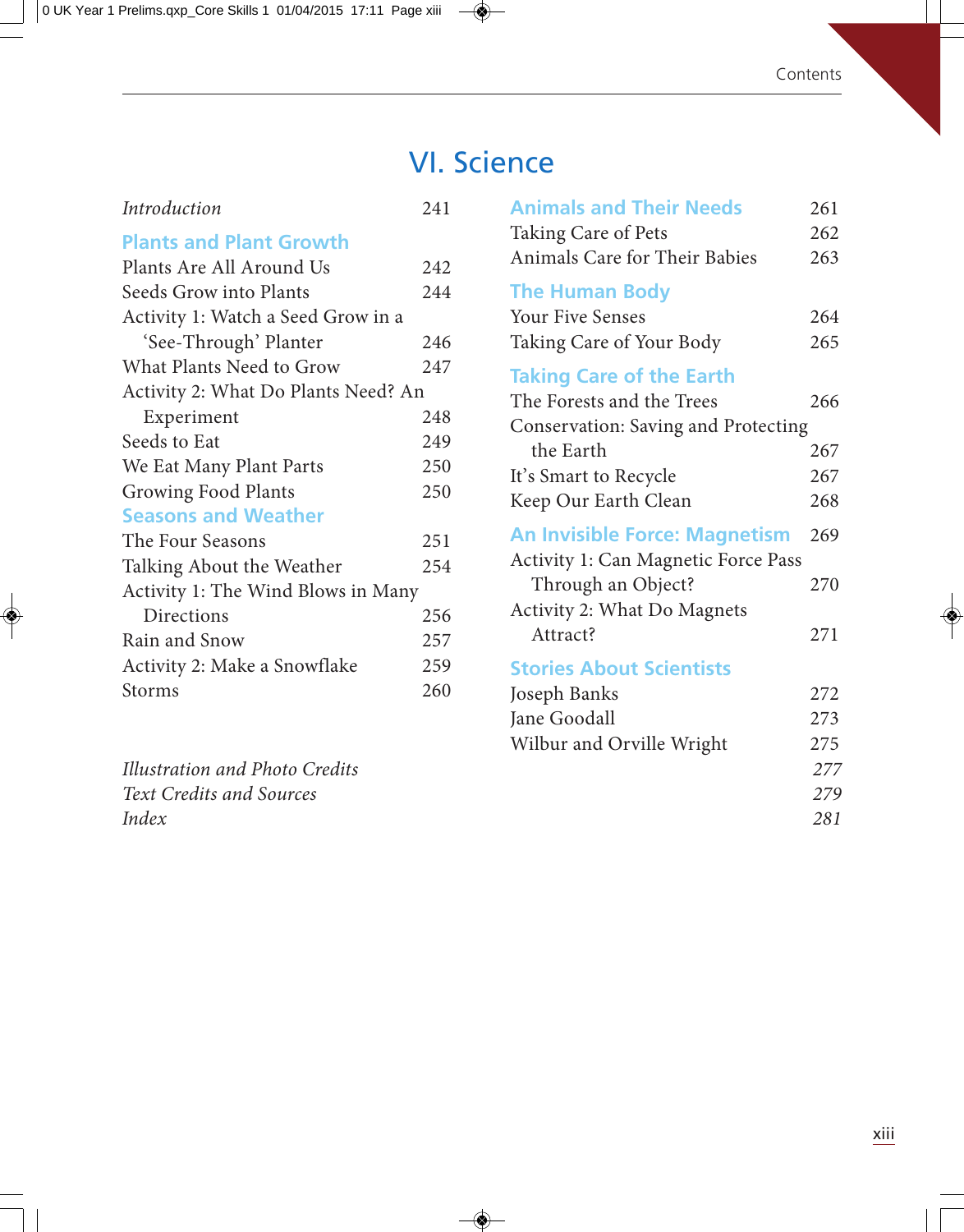# VI. Science

*Introduction* 241

### Plants and Plant Growth

Plants Are All Around Us 242
Seeds Grow into Plants 244
Activity 1: Watch a Seed Grow in a 'See-Through' Planter 246
What Plants Need to Grow 247
Activity 2: What Do Plants Need? An Experiment 248
Seeds to Eat 249
We Eat Many Plant Parts 250
Growing Food Plants 250

### Seasons and Weather

The Four Seasons 251
Talking About the Weather 254
Activity 1: The Wind Blows in Many Directions 256
Rain and Snow 257
Activity 2: Make a Snowflake 259
Storms 260

### Animals and Their Needs 261

Taking Care of Pets 262
Animals Care for Their Babies 263

### The Human Body

Your Five Senses 264
Taking Care of Your Body 265

### Taking Care of the Earth

The Forests and the Trees 266
Conservation: Saving and Protecting the Earth 267
It's Smart to Recycle 267
Keep Our Earth Clean 268

### An Invisible Force: Magnetism 269

Activity 1: Can Magnetic Force Pass Through an Object? 270
Activity 2: What Do Magnets Attract? 271

### Stories About Scientists

Joseph Banks 272
Jane Goodall 273
Wilbur and Orville Wright 275

*Illustration and Photo Credits* *277*
*Text Credits and Sources* *279*
*Index* *281*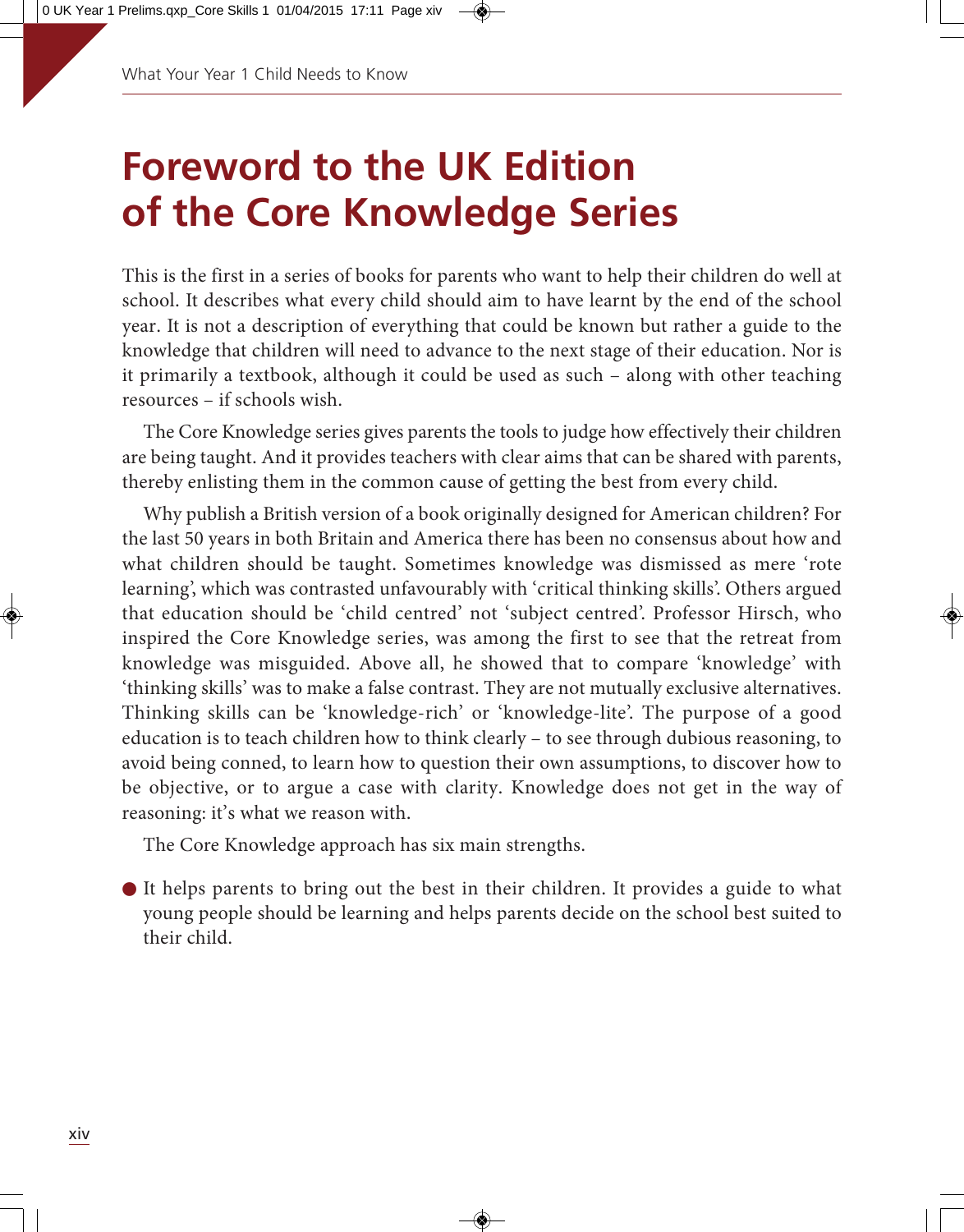# Foreword to the UK Edition of the Core Knowledge Series

This is the first in a series of books for parents who want to help their children do well at school. It describes what every child should aim to have learnt by the end of the school year. It is not a description of everything that could be known but rather a guide to the knowledge that children will need to advance to the next stage of their education. Nor is it primarily a textbook, although it could be used as such – along with other teaching resources – if schools wish.

The Core Knowledge series gives parents the tools to judge how effectively their children are being taught. And it provides teachers with clear aims that can be shared with parents, thereby enlisting them in the common cause of getting the best from every child.

Why publish a British version of a book originally designed for American children? For the last 50 years in both Britain and America there has been no consensus about how and what children should be taught. Sometimes knowledge was dismissed as mere 'rote learning', which was contrasted unfavourably with 'critical thinking skills'. Others argued that education should be 'child centred' not 'subject centred'. Professor Hirsch, who inspired the Core Knowledge series, was among the first to see that the retreat from knowledge was misguided. Above all, he showed that to compare 'knowledge' with 'thinking skills' was to make a false contrast. They are not mutually exclusive alternatives. Thinking skills can be 'knowledge-rich' or 'knowledge-lite'. The purpose of a good education is to teach children how to think clearly – to see through dubious reasoning, to avoid being conned, to learn how to question their own assumptions, to discover how to be objective, or to argue a case with clarity. Knowledge does not get in the way of reasoning: it's what we reason with.

The Core Knowledge approach has six main strengths.

- It helps parents to bring out the best in their children. It provides a guide to what young people should be learning and helps parents decide on the school best suited to their child.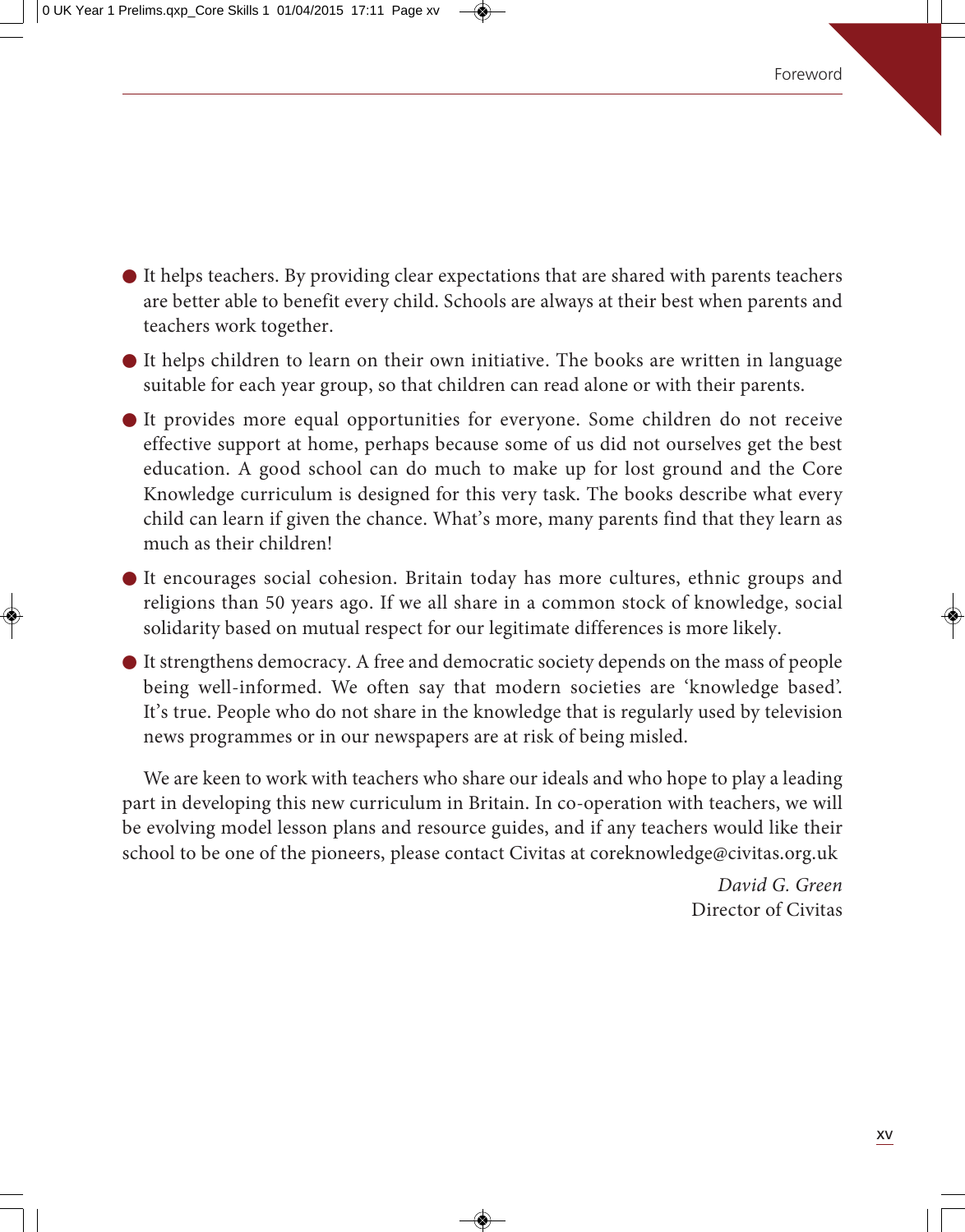- It helps teachers. By providing clear expectations that are shared with parents teachers are better able to benefit every child. Schools are always at their best when parents and teachers work together.
- It helps children to learn on their own initiative. The books are written in language suitable for each year group, so that children can read alone or with their parents.
- It provides more equal opportunities for everyone. Some children do not receive effective support at home, perhaps because some of us did not ourselves get the best education. A good school can do much to make up for lost ground and the Core Knowledge curriculum is designed for this very task. The books describe what every child can learn if given the chance. What's more, many parents find that they learn as much as their children!
- It encourages social cohesion. Britain today has more cultures, ethnic groups and religions than 50 years ago. If we all share in a common stock of knowledge, social solidarity based on mutual respect for our legitimate differences is more likely.
- It strengthens democracy. A free and democratic society depends on the mass of people being well-informed. We often say that modern societies are 'knowledge based'. It's true. People who do not share in the knowledge that is regularly used by television news programmes or in our newspapers are at risk of being misled.

We are keen to work with teachers who share our ideals and who hope to play a leading part in developing this new curriculum in Britain. In co-operation with teachers, we will be evolving model lesson plans and resource guides, and if any teachers would like their school to be one of the pioneers, please contact Civitas at coreknowledge@civitas.org.uk

*David G. Green*
Director of Civitas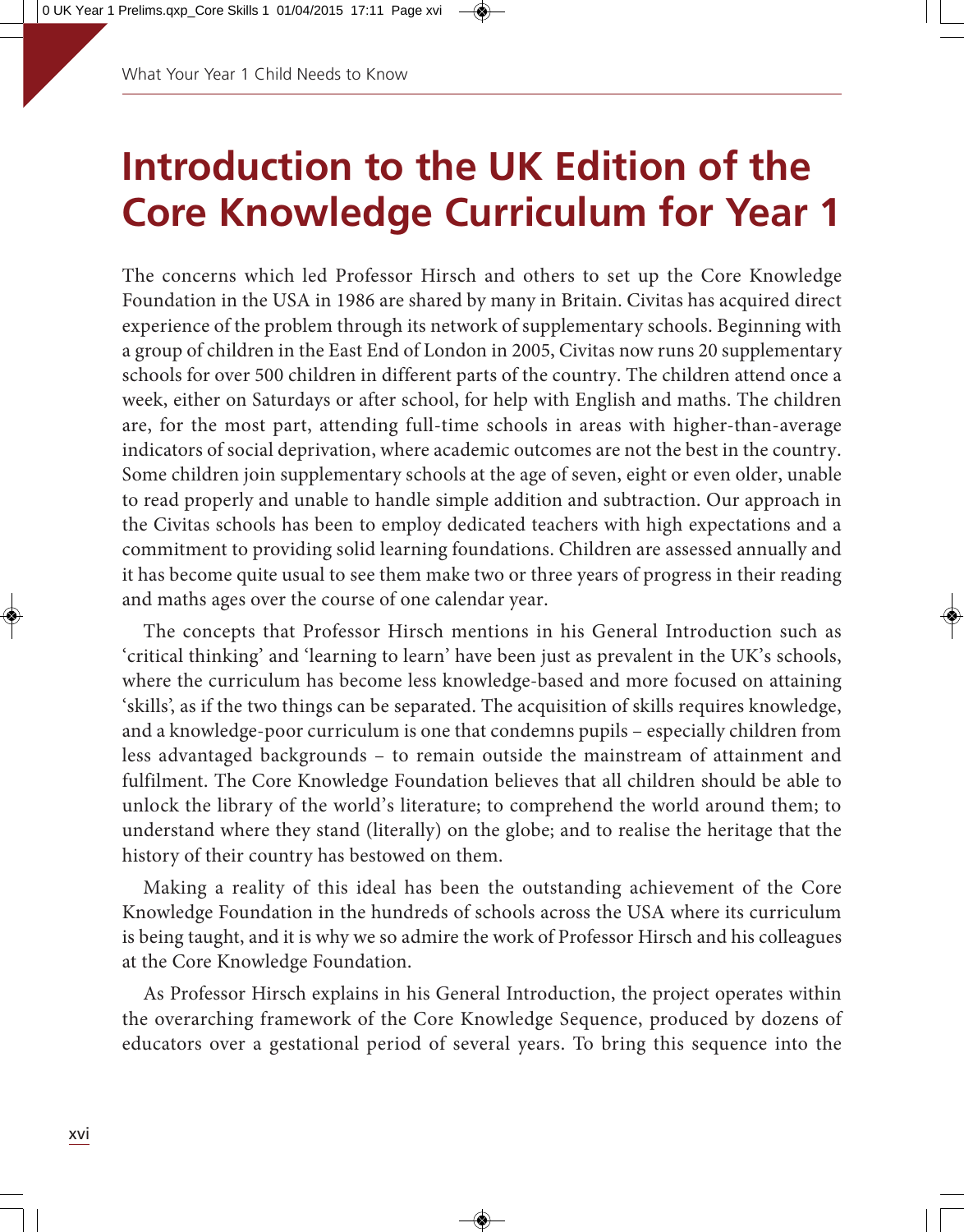# Introduction to the UK Edition of the Core Knowledge Curriculum for Year 1

The concerns which led Professor Hirsch and others to set up the Core Knowledge Foundation in the USA in 1986 are shared by many in Britain. Civitas has acquired direct experience of the problem through its network of supplementary schools. Beginning with a group of children in the East End of London in 2005, Civitas now runs 20 supplementary schools for over 500 children in different parts of the country. The children attend once a week, either on Saturdays or after school, for help with English and maths. The children are, for the most part, attending full-time schools in areas with higher-than-average indicators of social deprivation, where academic outcomes are not the best in the country. Some children join supplementary schools at the age of seven, eight or even older, unable to read properly and unable to handle simple addition and subtraction. Our approach in the Civitas schools has been to employ dedicated teachers with high expectations and a commitment to providing solid learning foundations. Children are assessed annually and it has become quite usual to see them make two or three years of progress in their reading and maths ages over the course of one calendar year.

The concepts that Professor Hirsch mentions in his General Introduction such as 'critical thinking' and 'learning to learn' have been just as prevalent in the UK's schools, where the curriculum has become less knowledge-based and more focused on attaining 'skills', as if the two things can be separated. The acquisition of skills requires knowledge, and a knowledge-poor curriculum is one that condemns pupils – especially children from less advantaged backgrounds – to remain outside the mainstream of attainment and fulfilment. The Core Knowledge Foundation believes that all children should be able to unlock the library of the world's literature; to comprehend the world around them; to understand where they stand (literally) on the globe; and to realise the heritage that the history of their country has bestowed on them.

Making a reality of this ideal has been the outstanding achievement of the Core Knowledge Foundation in the hundreds of schools across the USA where its curriculum is being taught, and it is why we so admire the work of Professor Hirsch and his colleagues at the Core Knowledge Foundation.

As Professor Hirsch explains in his General Introduction, the project operates within the overarching framework of the Core Knowledge Sequence, produced by dozens of educators over a gestational period of several years. To bring this sequence into the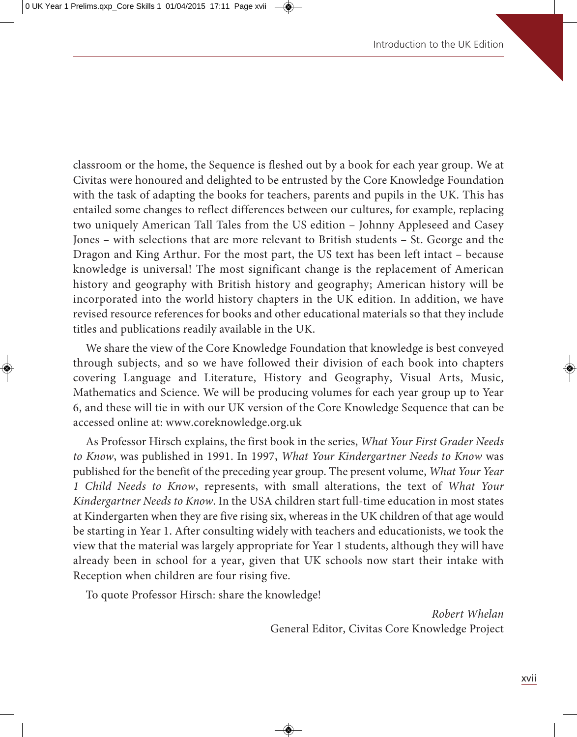classroom or the home, the Sequence is fleshed out by a book for each year group. We at Civitas were honoured and delighted to be entrusted by the Core Knowledge Foundation with the task of adapting the books for teachers, parents and pupils in the UK. This has entailed some changes to reflect differences between our cultures, for example, replacing two uniquely American Tall Tales from the US edition – Johnny Appleseed and Casey Jones – with selections that are more relevant to British students – St. George and the Dragon and King Arthur. For the most part, the US text has been left intact – because knowledge is universal! The most significant change is the replacement of American history and geography with British history and geography; American history will be incorporated into the world history chapters in the UK edition. In addition, we have revised resource references for books and other educational materials so that they include titles and publications readily available in the UK.

We share the view of the Core Knowledge Foundation that knowledge is best conveyed through subjects, and so we have followed their division of each book into chapters covering Language and Literature, History and Geography, Visual Arts, Music, Mathematics and Science. We will be producing volumes for each year group up to Year 6, and these will tie in with our UK version of the Core Knowledge Sequence that can be accessed online at: www.coreknowledge.org.uk

As Professor Hirsch explains, the first book in the series, *What Your First Grader Needs to Know*, was published in 1991. In 1997, *What Your Kindergartner Needs to Know* was published for the benefit of the preceding year group. The present volume, *What Your Year 1 Child Needs to Know*, represents, with small alterations, the text of *What Your Kindergartner Needs to Know*. In the USA children start full-time education in most states at Kindergarten when they are five rising six, whereas in the UK children of that age would be starting in Year 1. After consulting widely with teachers and educationists, we took the view that the material was largely appropriate for Year 1 students, although they will have already been in school for a year, given that UK schools now start their intake with Reception when children are four rising five.

To quote Professor Hirsch: share the knowledge!

*Robert Whelan*
General Editor, Civitas Core Knowledge Project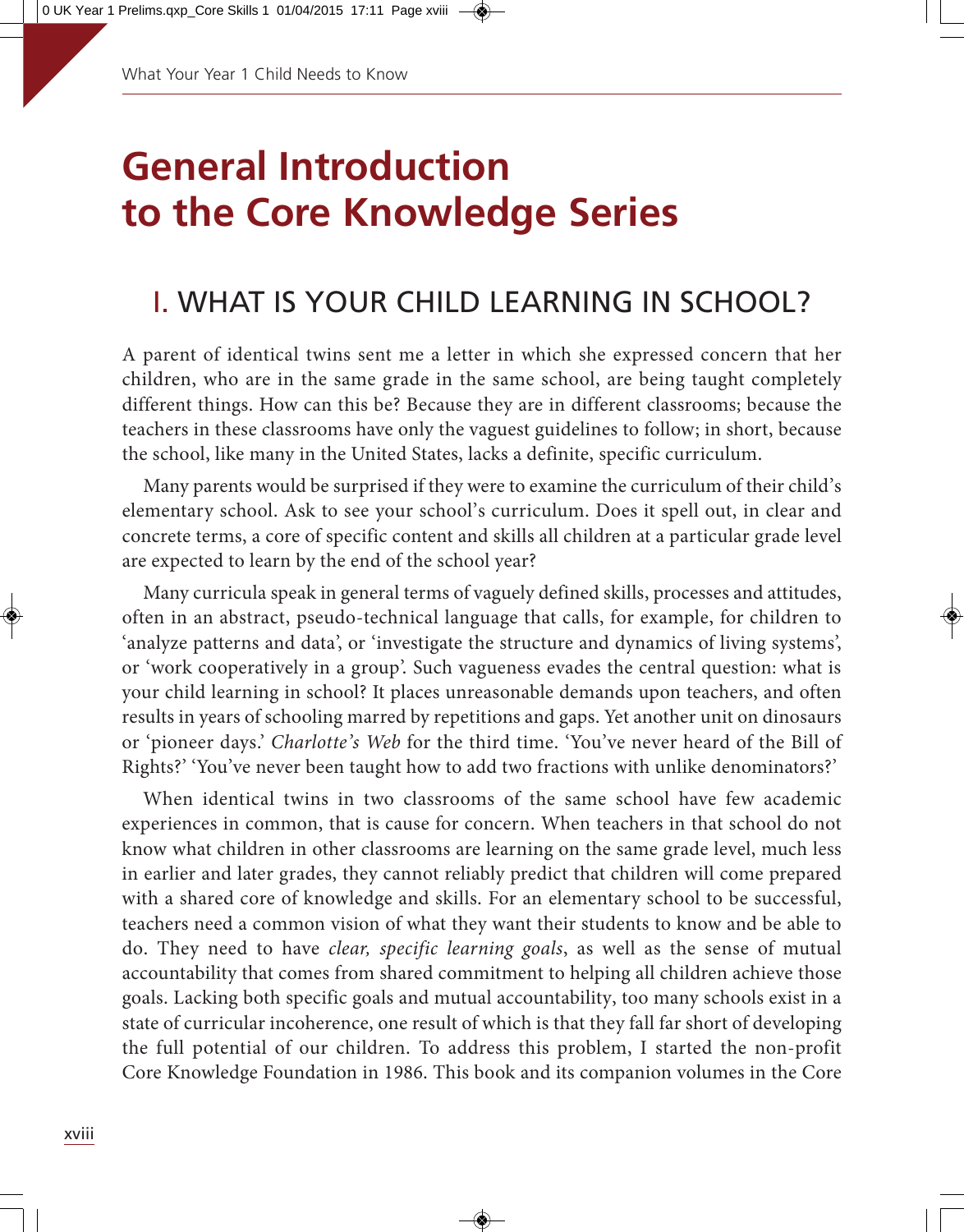# General Introduction to the Core Knowledge Series

## I. WHAT IS YOUR CHILD LEARNING IN SCHOOL?

A parent of identical twins sent me a letter in which she expressed concern that her children, who are in the same grade in the same school, are being taught completely different things. How can this be? Because they are in different classrooms; because the teachers in these classrooms have only the vaguest guidelines to follow; in short, because the school, like many in the United States, lacks a definite, specific curriculum.

Many parents would be surprised if they were to examine the curriculum of their child's elementary school. Ask to see your school's curriculum. Does it spell out, in clear and concrete terms, a core of specific content and skills all children at a particular grade level are expected to learn by the end of the school year?

Many curricula speak in general terms of vaguely defined skills, processes and attitudes, often in an abstract, pseudo-technical language that calls, for example, for children to 'analyze patterns and data', or 'investigate the structure and dynamics of living systems', or 'work cooperatively in a group'. Such vagueness evades the central question: what is your child learning in school? It places unreasonable demands upon teachers, and often results in years of schooling marred by repetitions and gaps. Yet another unit on dinosaurs or 'pioneer days.' *Charlotte's Web* for the third time. 'You've never heard of the Bill of Rights?' 'You've never been taught how to add two fractions with unlike denominators?'

When identical twins in two classrooms of the same school have few academic experiences in common, that is cause for concern. When teachers in that school do not know what children in other classrooms are learning on the same grade level, much less in earlier and later grades, they cannot reliably predict that children will come prepared with a shared core of knowledge and skills. For an elementary school to be successful, teachers need a common vision of what they want their students to know and be able to do. They need to have *clear, specific learning goals*, as well as the sense of mutual accountability that comes from shared commitment to helping all children achieve those goals. Lacking both specific goals and mutual accountability, too many schools exist in a state of curricular incoherence, one result of which is that they fall far short of developing the full potential of our children. To address this problem, I started the non-profit Core Knowledge Foundation in 1986. This book and its companion volumes in the Core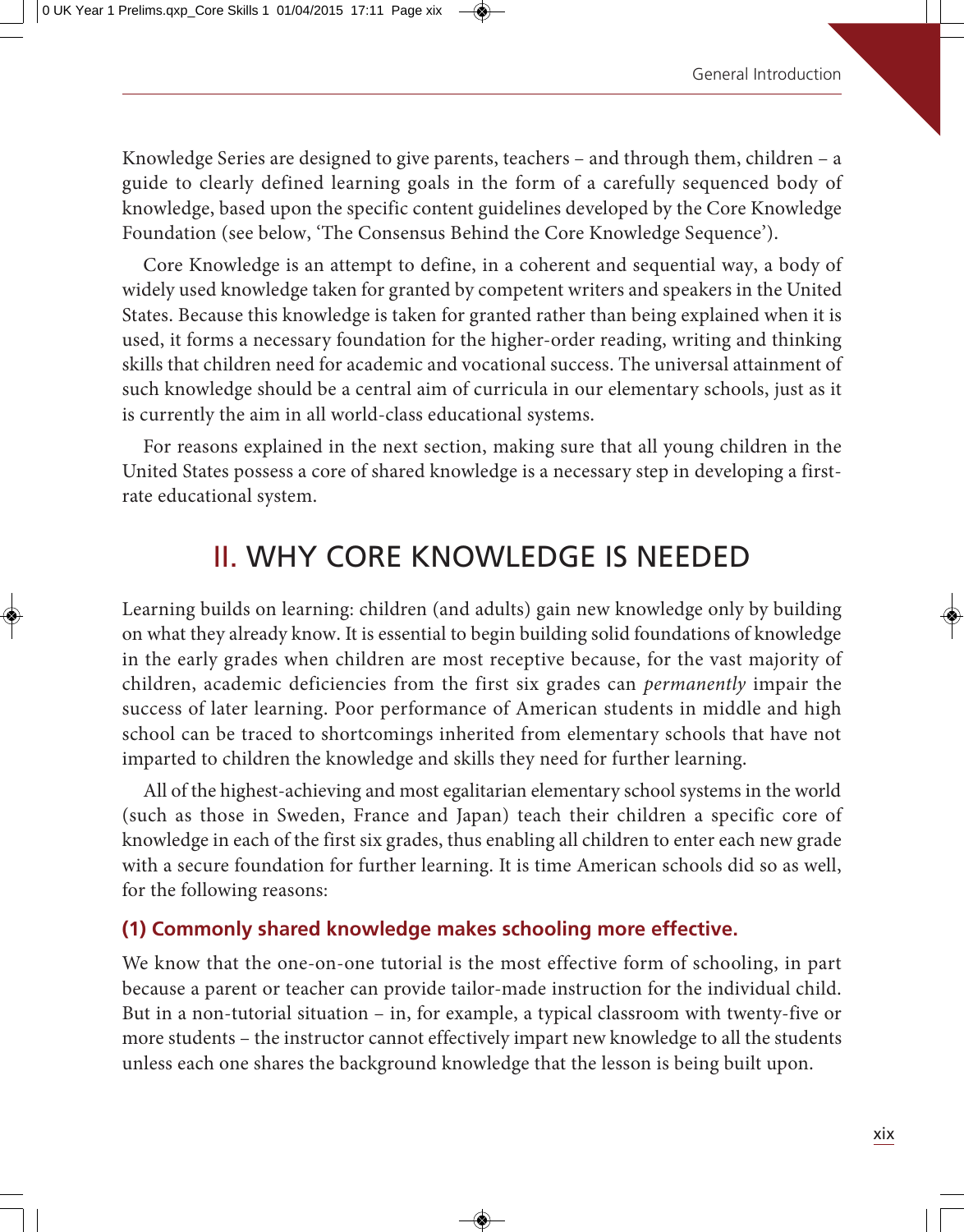Knowledge Series are designed to give parents, teachers – and through them, children – a guide to clearly defined learning goals in the form of a carefully sequenced body of knowledge, based upon the specific content guidelines developed by the Core Knowledge Foundation (see below, 'The Consensus Behind the Core Knowledge Sequence').

Core Knowledge is an attempt to define, in a coherent and sequential way, a body of widely used knowledge taken for granted by competent writers and speakers in the United States. Because this knowledge is taken for granted rather than being explained when it is used, it forms a necessary foundation for the higher-order reading, writing and thinking skills that children need for academic and vocational success. The universal attainment of such knowledge should be a central aim of curricula in our elementary schools, just as it is currently the aim in all world-class educational systems.

For reasons explained in the next section, making sure that all young children in the United States possess a core of shared knowledge is a necessary step in developing a first-rate educational system.

## II. WHY CORE KNOWLEDGE IS NEEDED

Learning builds on learning: children (and adults) gain new knowledge only by building on what they already know. It is essential to begin building solid foundations of knowledge in the early grades when children are most receptive because, for the vast majority of children, academic deficiencies from the first six grades can *permanently* impair the success of later learning. Poor performance of American students in middle and high school can be traced to shortcomings inherited from elementary schools that have not imparted to children the knowledge and skills they need for further learning.

All of the highest-achieving and most egalitarian elementary school systems in the world (such as those in Sweden, France and Japan) teach their children a specific core of knowledge in each of the first six grades, thus enabling all children to enter each new grade with a secure foundation for further learning. It is time American schools did so as well, for the following reasons:

### (1) Commonly shared knowledge makes schooling more effective.

We know that the one-on-one tutorial is the most effective form of schooling, in part because a parent or teacher can provide tailor-made instruction for the individual child. But in a non-tutorial situation – in, for example, a typical classroom with twenty-five or more students – the instructor cannot effectively impart new knowledge to all the students unless each one shares the background knowledge that the lesson is being built upon.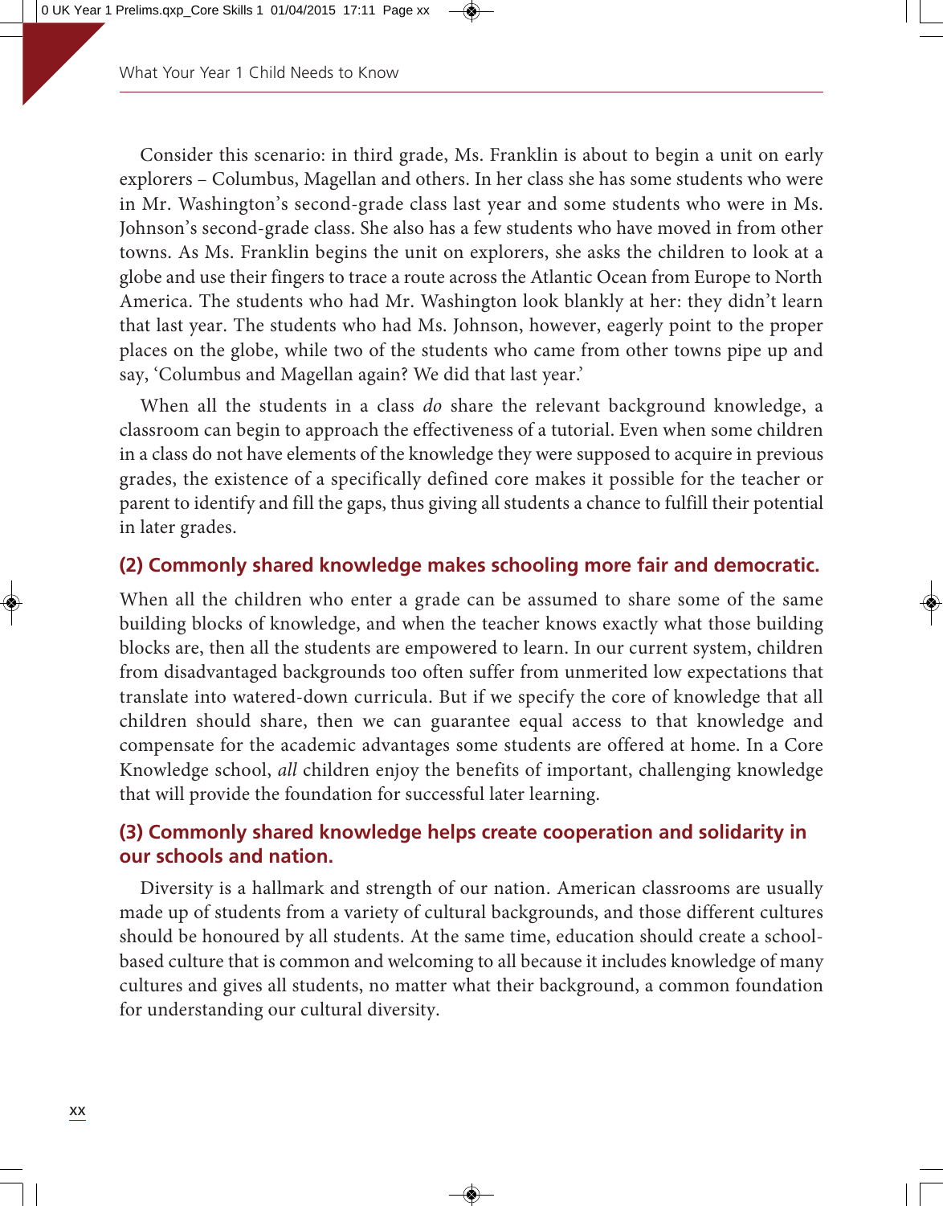Consider this scenario: in third grade, Ms. Franklin is about to begin a unit on early explorers – Columbus, Magellan and others. In her class she has some students who were in Mr. Washington's second-grade class last year and some students who were in Ms. Johnson's second-grade class. She also has a few students who have moved in from other towns. As Ms. Franklin begins the unit on explorers, she asks the children to look at a globe and use their fingers to trace a route across the Atlantic Ocean from Europe to North America. The students who had Mr. Washington look blankly at her: they didn't learn that last year. The students who had Ms. Johnson, however, eagerly point to the proper places on the globe, while two of the students who came from other towns pipe up and say, 'Columbus and Magellan again? We did that last year.'

When all the students in a class *do* share the relevant background knowledge, a classroom can begin to approach the effectiveness of a tutorial. Even when some children in a class do not have elements of the knowledge they were supposed to acquire in previous grades, the existence of a specifically defined core makes it possible for the teacher or parent to identify and fill the gaps, thus giving all students a chance to fulfill their potential in later grades.

### (2) Commonly shared knowledge makes schooling more fair and democratic.

When all the children who enter a grade can be assumed to share some of the same building blocks of knowledge, and when the teacher knows exactly what those building blocks are, then all the students are empowered to learn. In our current system, children from disadvantaged backgrounds too often suffer from unmerited low expectations that translate into watered-down curricula. But if we specify the core of knowledge that all children should share, then we can guarantee equal access to that knowledge and compensate for the academic advantages some students are offered at home. In a Core Knowledge school, *all* children enjoy the benefits of important, challenging knowledge that will provide the foundation for successful later learning.

### (3) Commonly shared knowledge helps create cooperation and solidarity in our schools and nation.

Diversity is a hallmark and strength of our nation. American classrooms are usually made up of students from a variety of cultural backgrounds, and those different cultures should be honoured by all students. At the same time, education should create a school-based culture that is common and welcoming to all because it includes knowledge of many cultures and gives all students, no matter what their background, a common foundation for understanding our cultural diversity.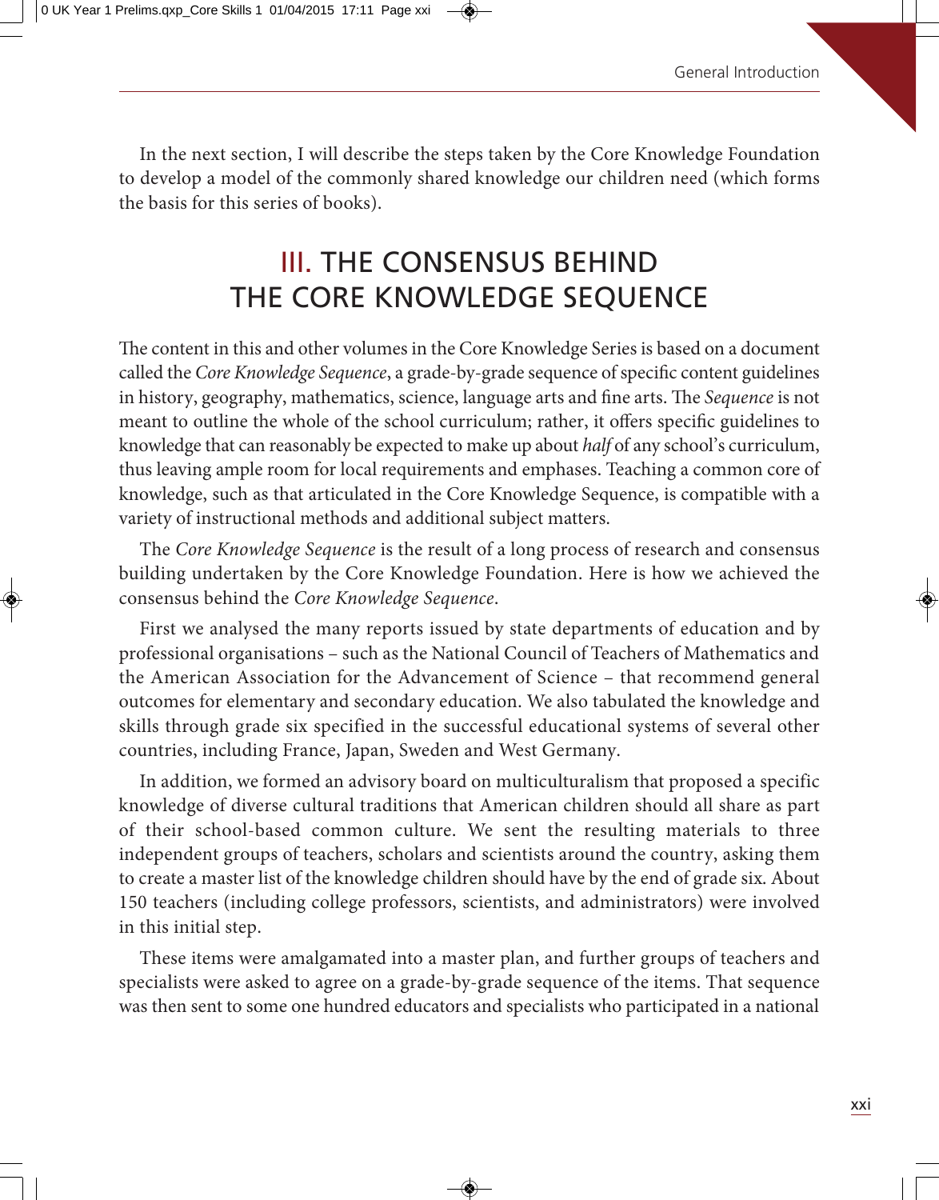In the next section, I will describe the steps taken by the Core Knowledge Foundation to develop a model of the commonly shared knowledge our children need (which forms the basis for this series of books).

## III. THE CONSENSUS BEHIND THE CORE KNOWLEDGE SEQUENCE

The content in this and other volumes in the Core Knowledge Series is based on a document called the *Core Knowledge Sequence*, a grade-by-grade sequence of specific content guidelines in history, geography, mathematics, science, language arts and fine arts. The *Sequence* is not meant to outline the whole of the school curriculum; rather, it offers specific guidelines to knowledge that can reasonably be expected to make up about *half* of any school's curriculum, thus leaving ample room for local requirements and emphases. Teaching a common core of knowledge, such as that articulated in the Core Knowledge Sequence, is compatible with a variety of instructional methods and additional subject matters.

The *Core Knowledge Sequence* is the result of a long process of research and consensus building undertaken by the Core Knowledge Foundation. Here is how we achieved the consensus behind the *Core Knowledge Sequence*.

First we analysed the many reports issued by state departments of education and by professional organisations – such as the National Council of Teachers of Mathematics and the American Association for the Advancement of Science – that recommend general outcomes for elementary and secondary education. We also tabulated the knowledge and skills through grade six specified in the successful educational systems of several other countries, including France, Japan, Sweden and West Germany.

In addition, we formed an advisory board on multiculturalism that proposed a specific knowledge of diverse cultural traditions that American children should all share as part of their school-based common culture. We sent the resulting materials to three independent groups of teachers, scholars and scientists around the country, asking them to create a master list of the knowledge children should have by the end of grade six. About 150 teachers (including college professors, scientists, and administrators) were involved in this initial step.

These items were amalgamated into a master plan, and further groups of teachers and specialists were asked to agree on a grade-by-grade sequence of the items. That sequence was then sent to some one hundred educators and specialists who participated in a national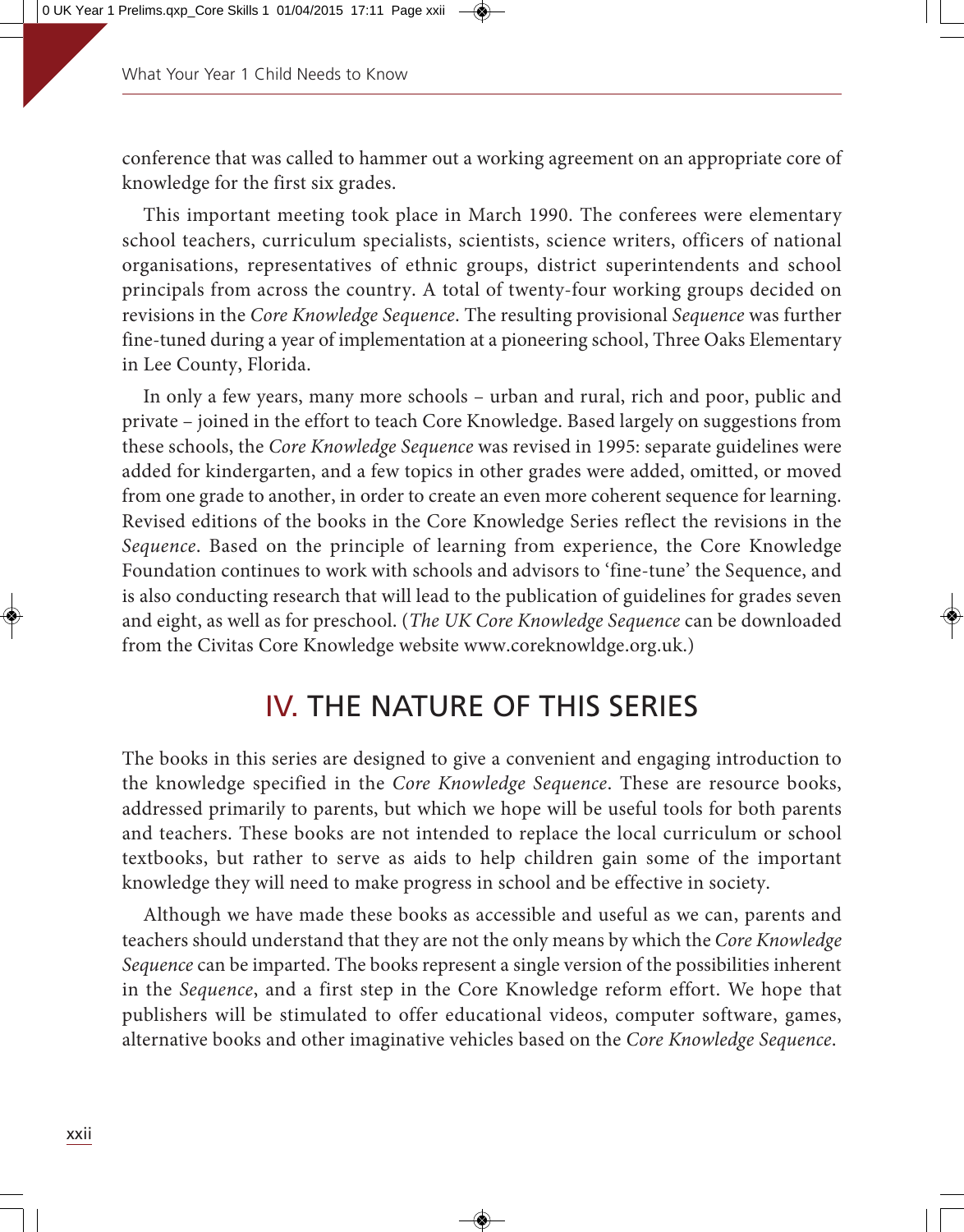conference that was called to hammer out a working agreement on an appropriate core of knowledge for the first six grades.

This important meeting took place in March 1990. The conferees were elementary school teachers, curriculum specialists, scientists, science writers, officers of national organisations, representatives of ethnic groups, district superintendents and school principals from across the country. A total of twenty-four working groups decided on revisions in the *Core Knowledge Sequence*. The resulting provisional *Sequence* was further fine-tuned during a year of implementation at a pioneering school, Three Oaks Elementary in Lee County, Florida.

In only a few years, many more schools – urban and rural, rich and poor, public and private – joined in the effort to teach Core Knowledge. Based largely on suggestions from these schools, the *Core Knowledge Sequence* was revised in 1995: separate guidelines were added for kindergarten, and a few topics in other grades were added, omitted, or moved from one grade to another, in order to create an even more coherent sequence for learning. Revised editions of the books in the Core Knowledge Series reflect the revisions in the *Sequence*. Based on the principle of learning from experience, the Core Knowledge Foundation continues to work with schools and advisors to 'fine-tune' the Sequence, and is also conducting research that will lead to the publication of guidelines for grades seven and eight, as well as for preschool. (*The UK Core Knowledge Sequence* can be downloaded from the Civitas Core Knowledge website www.coreknowldge.org.uk.)

## IV. THE NATURE OF THIS SERIES

The books in this series are designed to give a convenient and engaging introduction to the knowledge specified in the *Core Knowledge Sequence*. These are resource books, addressed primarily to parents, but which we hope will be useful tools for both parents and teachers. These books are not intended to replace the local curriculum or school textbooks, but rather to serve as aids to help children gain some of the important knowledge they will need to make progress in school and be effective in society.

Although we have made these books as accessible and useful as we can, parents and teachers should understand that they are not the only means by which the *Core Knowledge Sequence* can be imparted. The books represent a single version of the possibilities inherent in the *Sequence*, and a first step in the Core Knowledge reform effort. We hope that publishers will be stimulated to offer educational videos, computer software, games, alternative books and other imaginative vehicles based on the *Core Knowledge Sequence*.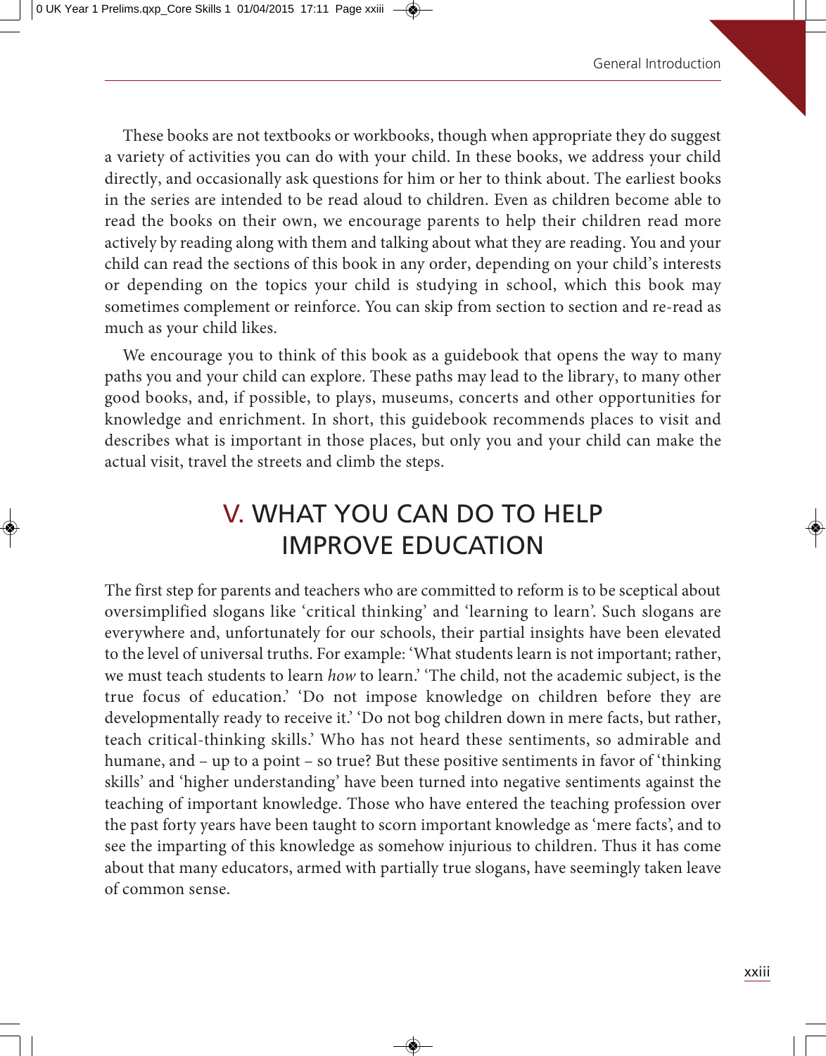These books are not textbooks or workbooks, though when appropriate they do suggest a variety of activities you can do with your child. In these books, we address your child directly, and occasionally ask questions for him or her to think about. The earliest books in the series are intended to be read aloud to children. Even as children become able to read the books on their own, we encourage parents to help their children read more actively by reading along with them and talking about what they are reading. You and your child can read the sections of this book in any order, depending on your child's interests or depending on the topics your child is studying in school, which this book may sometimes complement or reinforce. You can skip from section to section and re-read as much as your child likes.

We encourage you to think of this book as a guidebook that opens the way to many paths you and your child can explore. These paths may lead to the library, to many other good books, and, if possible, to plays, museums, concerts and other opportunities for knowledge and enrichment. In short, this guidebook recommends places to visit and describes what is important in those places, but only you and your child can make the actual visit, travel the streets and climb the steps.

## V. WHAT YOU CAN DO TO HELP IMPROVE EDUCATION

The first step for parents and teachers who are committed to reform is to be sceptical about oversimplified slogans like 'critical thinking' and 'learning to learn'. Such slogans are everywhere and, unfortunately for our schools, their partial insights have been elevated to the level of universal truths. For example: 'What students learn is not important; rather, we must teach students to learn *how* to learn.' 'The child, not the academic subject, is the true focus of education.' 'Do not impose knowledge on children before they are developmentally ready to receive it.' 'Do not bog children down in mere facts, but rather, teach critical-thinking skills.' Who has not heard these sentiments, so admirable and humane, and – up to a point – so true? But these positive sentiments in favor of 'thinking skills' and 'higher understanding' have been turned into negative sentiments against the teaching of important knowledge. Those who have entered the teaching profession over the past forty years have been taught to scorn important knowledge as 'mere facts', and to see the imparting of this knowledge as somehow injurious to children. Thus it has come about that many educators, armed with partially true slogans, have seemingly taken leave of common sense.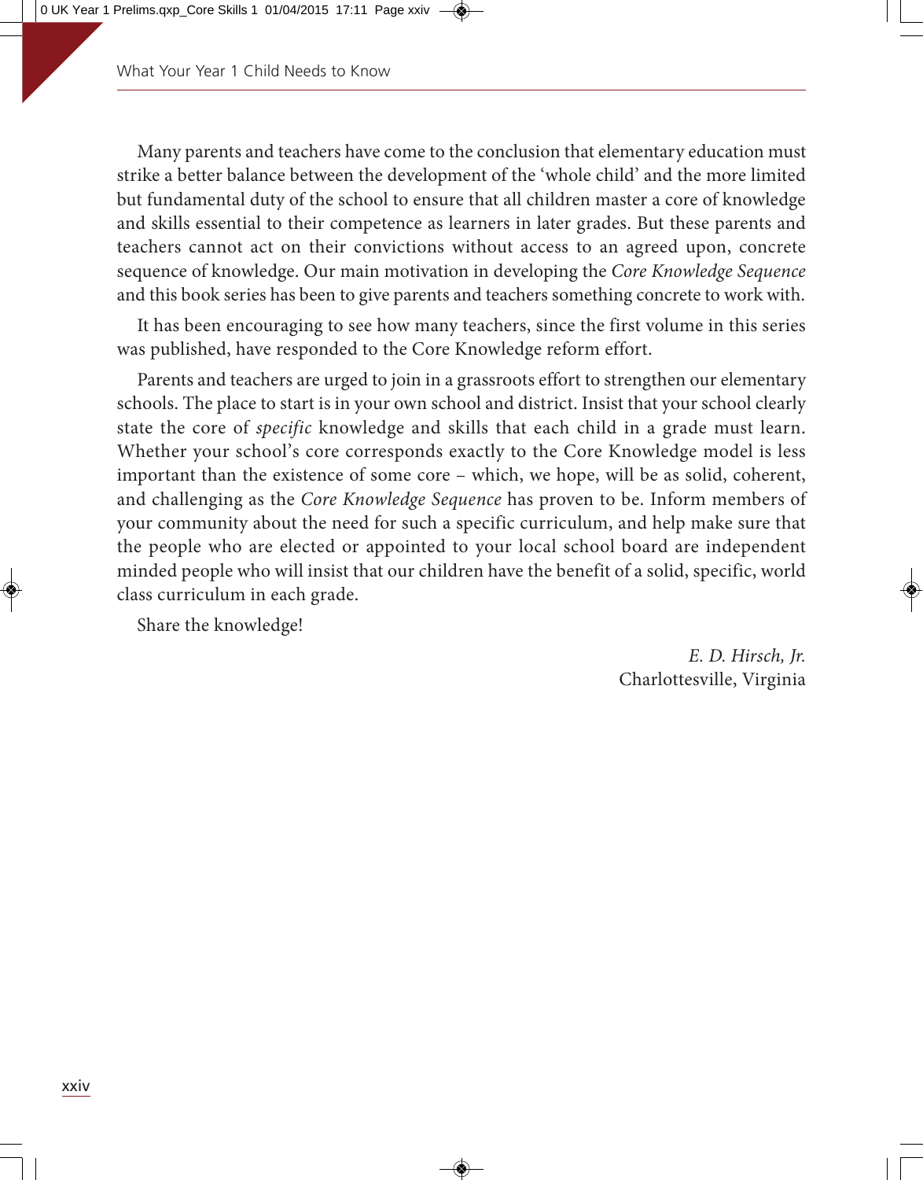Many parents and teachers have come to the conclusion that elementary education must strike a better balance between the development of the 'whole child' and the more limited but fundamental duty of the school to ensure that all children master a core of knowledge and skills essential to their competence as learners in later grades. But these parents and teachers cannot act on their convictions without access to an agreed upon, concrete sequence of knowledge. Our main motivation in developing the *Core Knowledge Sequence* and this book series has been to give parents and teachers something concrete to work with.

It has been encouraging to see how many teachers, since the first volume in this series was published, have responded to the Core Knowledge reform effort.

Parents and teachers are urged to join in a grassroots effort to strengthen our elementary schools. The place to start is in your own school and district. Insist that your school clearly state the core of *specific* knowledge and skills that each child in a grade must learn. Whether your school's core corresponds exactly to the Core Knowledge model is less important than the existence of some core – which, we hope, will be as solid, coherent, and challenging as the *Core Knowledge Sequence* has proven to be. Inform members of your community about the need for such a specific curriculum, and help make sure that the people who are elected or appointed to your local school board are independent minded people who will insist that our children have the benefit of a solid, specific, world class curriculum in each grade.

Share the knowledge!

*E. D. Hirsch, Jr.*
Charlottesville, Virginia